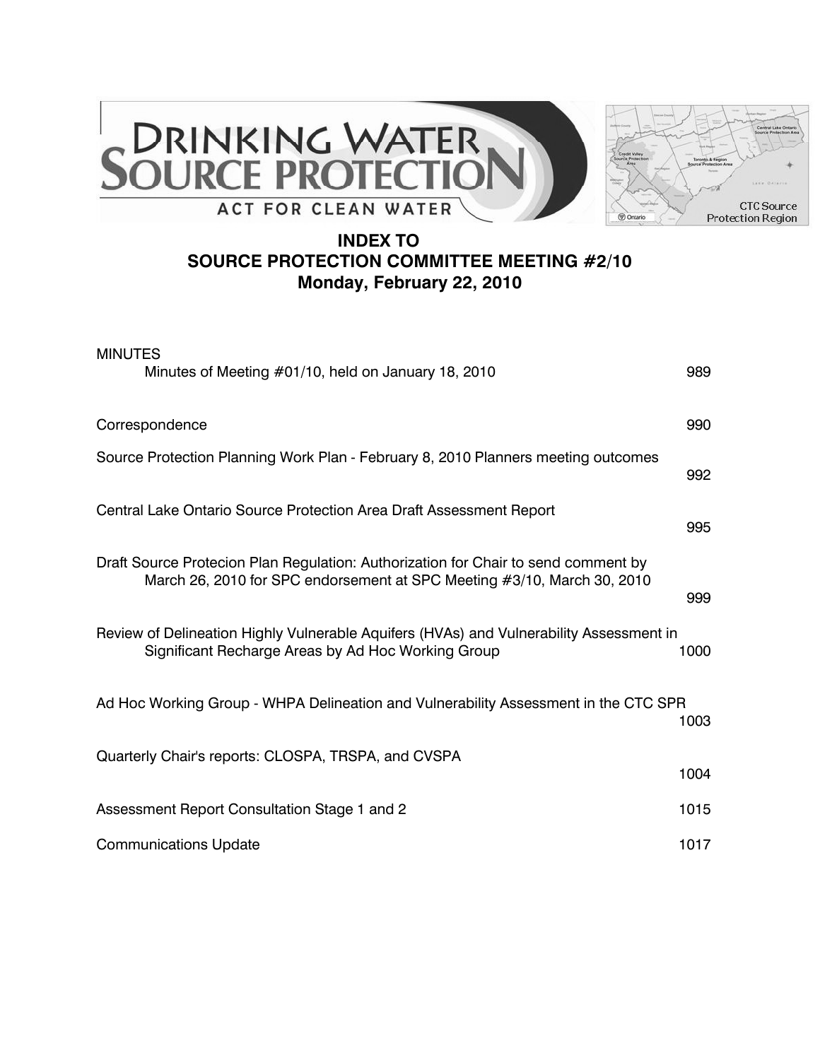# INDEX TO SOURCE PROTECTION COMMITTEE MEETING #2/10
## Monday, February 22, 2010

| | |
|---|---|
| MINUTES | |
| Minutes of Meeting #01/10, held on January 18, 2010 | 989 |
| Correspondence | 990 |
| Source Protection Planning Work Plan - February 8, 2010 Planners meeting outcomes | 992 |
| Central Lake Ontario Source Protection Area Draft Assessment Report | 995 |
| Draft Source Protecion Plan Regulation: Authorization for Chair to send comment by March 26, 2010 for SPC endorsement at SPC Meeting #3/10, March 30, 2010 | 999 |
| Review of Delineation Highly Vulnerable Aquifers (HVAs) and Vulnerability Assessment in Significant Recharge Areas by Ad Hoc Working Group | 1000 |
| Ad Hoc Working Group - WHPA Delineation and Vulnerability Assessment in the CTC SPR | 1003 |
| Quarterly Chair's reports: CLOSPA, TRSPA, and CVSPA | 1004 |
| Assessment Report Consultation Stage 1 and 2 | 1015 |
| Communications Update | 1017 |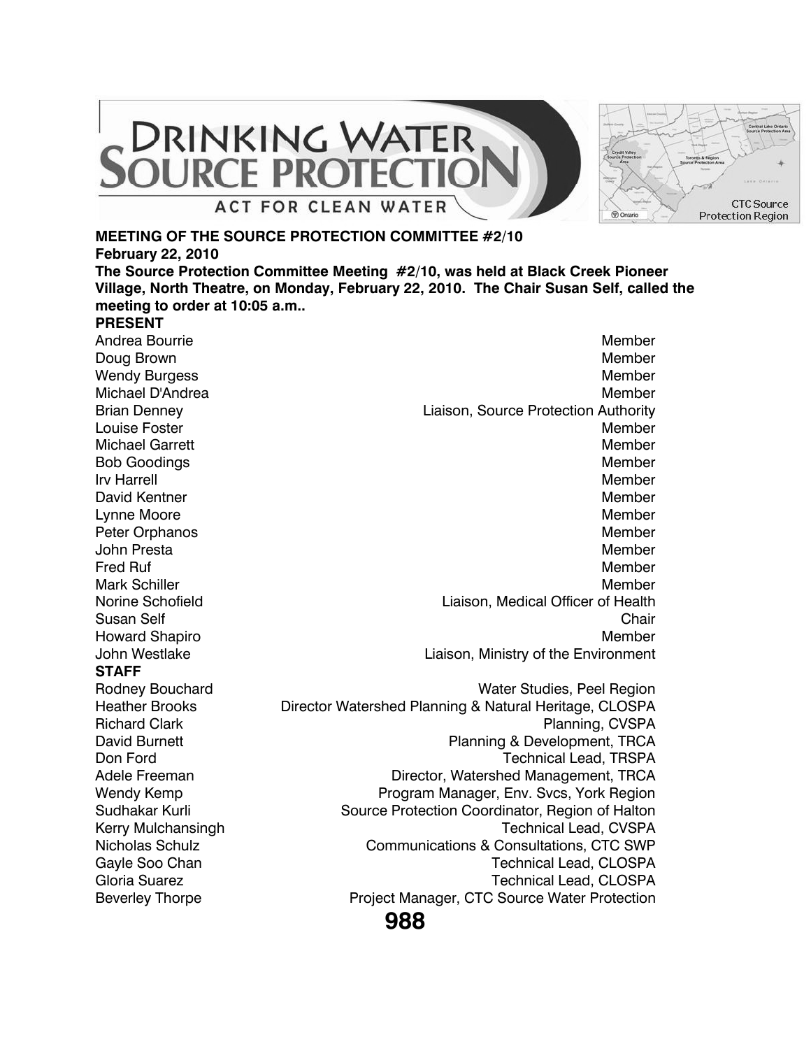**MEETING OF THE SOURCE PROTECTION COMMITTEE #2/10**

**February 22, 2010**

**The Source Protection Committee Meeting #2/10, was held at Black Creek Pioneer Village, North Theatre, on Monday, February 22, 2010. The Chair Susan Self, called the meeting to order at 10:05 a.m..**

**PRESENT**

| | |
|---|---|
| Andrea Bourrie | Member |
| Doug Brown | Member |
| Wendy Burgess | Member |
| Michael D'Andrea | Member |
| Brian Denney | Liaison, Source Protection Authority |
| Louise Foster | Member |
| Michael Garrett | Member |
| Bob Goodings | Member |
| Irv Harrell | Member |
| David Kentner | Member |
| Lynne Moore | Member |
| Peter Orphanos | Member |
| John Presta | Member |
| Fred Ruf | Member |
| Mark Schiller | Member |
| Norine Schofield | Liaison, Medical Officer of Health |
| Susan Self | Chair |
| Howard Shapiro | Member |
| John Westlake | Liaison, Ministry of the Environment |

**STAFF**

| | |
|---|---|
| Rodney Bouchard | Water Studies, Peel Region |
| Heather Brooks | Director Watershed Planning & Natural Heritage, CLOSPA |
| Richard Clark | Planning, CVSPA |
| David Burnett | Planning & Development, TRCA |
| Don Ford | Technical Lead, TRSPA |
| Adele Freeman | Director, Watershed Management, TRCA |
| Wendy Kemp | Program Manager, Env. Svcs, York Region |
| Sudhakar Kurli | Source Protection Coordinator, Region of Halton |
| Kerry Mulchansingh | Technical Lead, CVSPA |
| Nicholas Schulz | Communications & Consultations, CTC SWP |
| Gayle Soo Chan | Technical Lead, CLOSPA |
| Gloria Suarez | Technical Lead, CLOSPA |
| Beverley Thorpe | Project Manager, CTC Source Water Protection |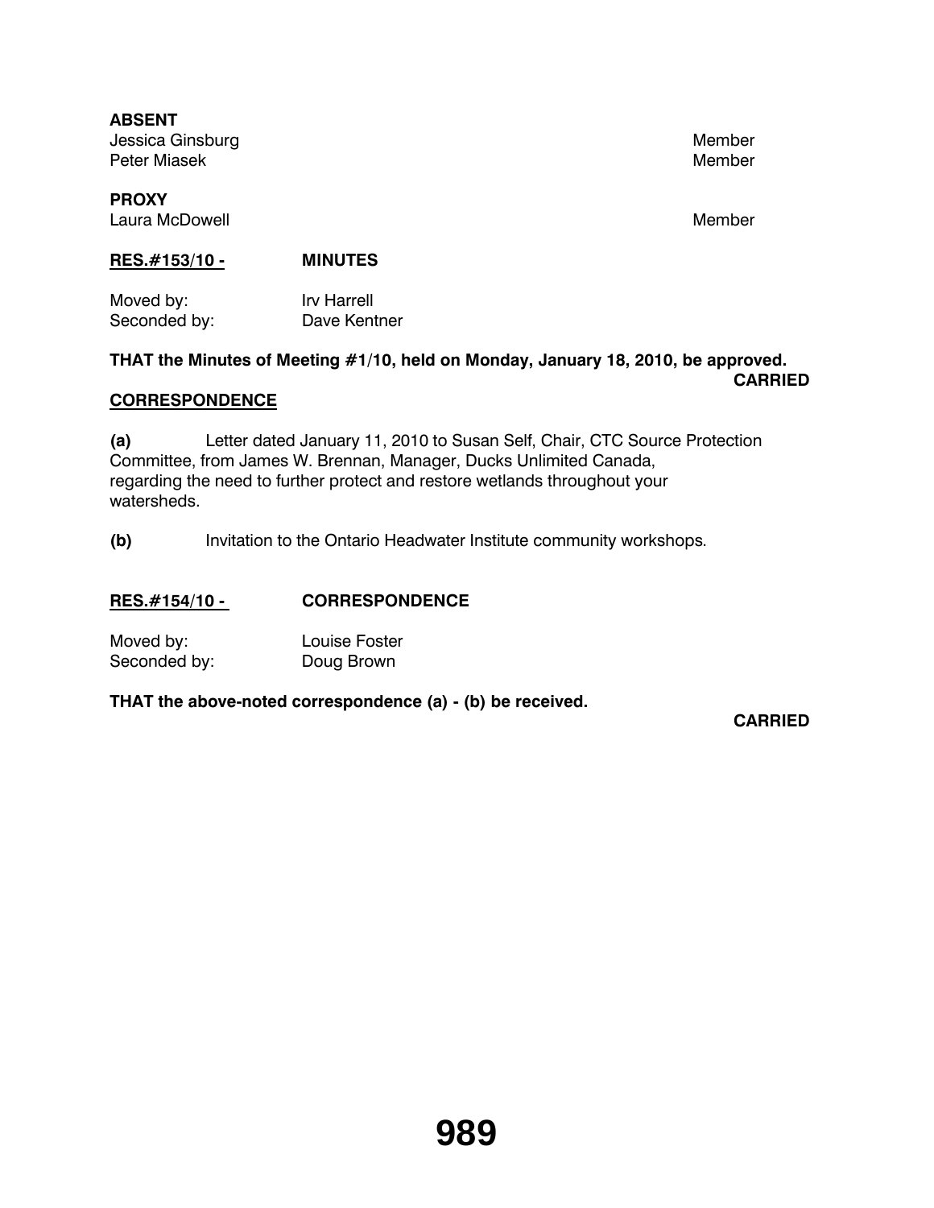**ABSENT**

| | |
|---|---|
| Jessica Ginsburg | Member |
| Peter Miasek | Member |

**PROXY**

| | |
|---|---|
| Laura McDowell | Member |

**RES.#153/10 -** **MINUTES**

Moved by: Irv Harrell
Seconded by: Dave Kentner

**THAT the Minutes of Meeting #1/10, held on Monday, January 18, 2010, be approved.**

**CARRIED**

**CORRESPONDENCE**

**(a)** Letter dated January 11, 2010 to Susan Self, Chair, CTC Source Protection Committee, from James W. Brennan, Manager, Ducks Unlimited Canada, regarding the need to further protect and restore wetlands throughout your watersheds.

**(b)** Invitation to the Ontario Headwater Institute community workshops.

**RES.#154/10 -** **CORRESPONDENCE**

Moved by: Louise Foster
Seconded by: Doug Brown

**THAT the above-noted correspondence (a) - (b) be received.**

**CARRIED**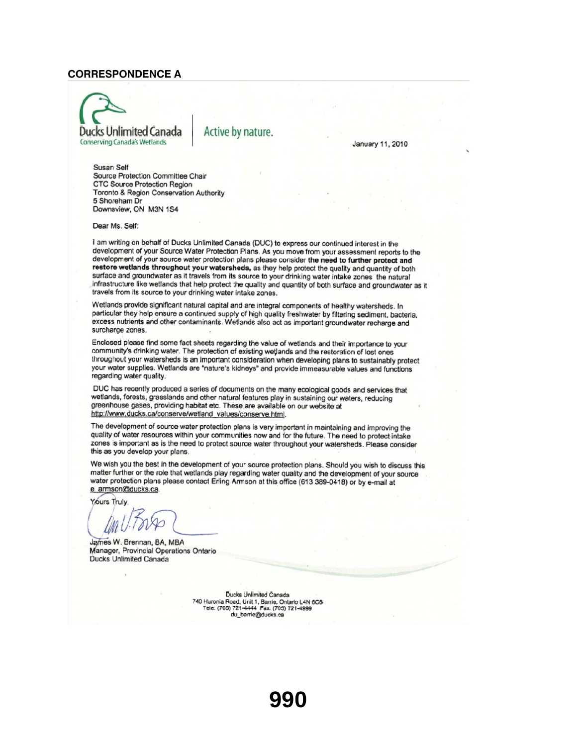**CORRESPONDENCE A**

Ducks Unlimited Canada
Conserving Canada's Wetlands

Active by nature.

January 11, 2010

Susan Self
Source Protection Committee Chair
CTC Source Protection Region
Toronto & Region Conservation Authority
5 Shoreham Dr
Downsview, ON M3N 1S4

Dear Ms. Self:

I am writing on behalf of Ducks Unlimited Canada (DUC) to express our continued interest in the development of your Source Water Protection Plans. As you move from your assessment reports to the development of your source water protection plans please consider **the need to further protect and restore wetlands throughout your watersheds,** as they help protect the quality and quantity of both surface and groundwater as it travels from its source to your drinking water intake zones the natural infrastructure like wetlands that help protect the quality and quantity of both surface and groundwater as it travels from its source to your drinking water intake zones.

Wetlands provide significant natural capital and are integral components of healthy watersheds. In particular they help ensure a continued supply of high quality freshwater by filtering sediment, bacteria, excess nutrients and other contaminants. Wetlands also act as important groundwater recharge and surcharge zones.

Enclosed please find some fact sheets regarding the value of wetlands and their importance to your community's drinking water. The protection of existing wetlands and the restoration of lost ones throughout your watersheds is an important consideration when developing plans to sustainably protect your water supplies. Wetlands are "nature's kidneys" and provide immeasurable values and functions regarding water quality.

DUC has recently produced a series of documents on the many ecological goods and services that wetlands, forests, grasslands and other natural features play in sustaining our waters, reducing greenhouse gases, providing habitat etc. These are available on our website at http://www.ducks.ca/conserve/wetland_values/conserve.html.

The development of source water protection plans is very important in maintaining and improving the quality of water resources within your communities now and for the future. The need to protect intake zones is important as is the need to protect source water throughout your watersheds. Please consider this as you develop your plans.

We wish you the best in the development of your source protection plans. Should you wish to discuss this matter further or the role that wetlands play regarding water quality and the development of your source water protection plans please contact Erling Armson at this office (613 389-0418) or by e-mail at e_armson@ducks.ca.

Yours Truly,

James W. Brennan, BA, MBA
Manager, Provincial Operations Ontario
Ducks Unlimited Canada

Ducks Unlimited Canada
740 Huronia Road, Unit 1, Barrie, Ontario L4N 6C6
Tele: (705) 721-4444 Fax. (705) 721-4999
du_barrie@ducks.ca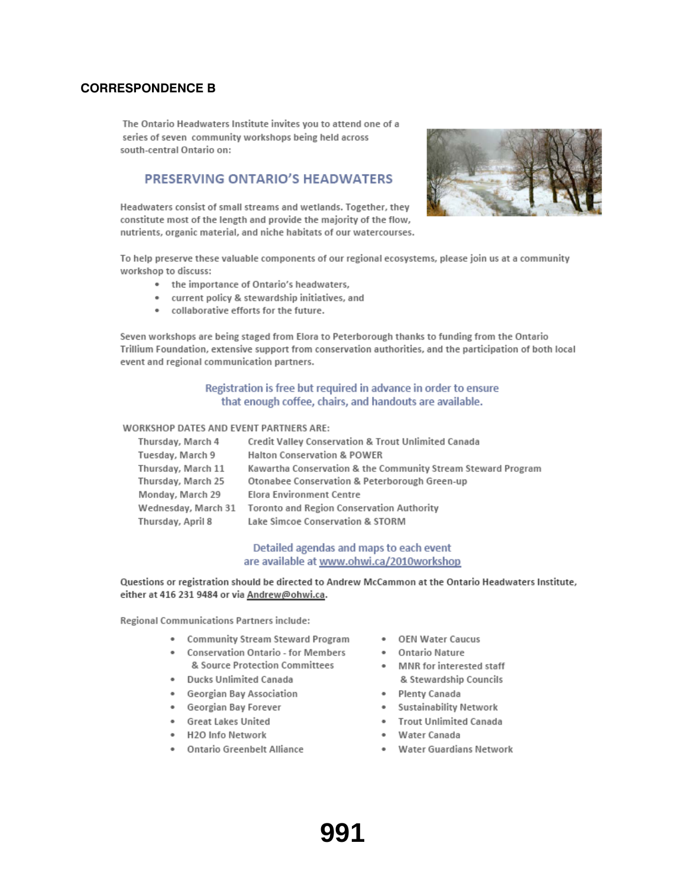**CORRESPONDENCE B**

The Ontario Headwaters Institute invites you to attend one of a series of seven community workshops being held across south-central Ontario on:

## PRESERVING ONTARIO'S HEADWATERS

Headwaters consist of small streams and wetlands. Together, they constitute most of the length and provide the majority of the flow, nutrients, organic material, and niche habitats of our watercourses.

To help preserve these valuable components of our regional ecosystems, please join us at a community workshop to discuss:

- the importance of Ontario's headwaters,
- current policy & stewardship initiatives, and
- collaborative efforts for the future.

Seven workshops are being staged from Elora to Peterborough thanks to funding from the Ontario Trillium Foundation, extensive support from conservation authorities, and the participation of both local event and regional communication partners.

Registration is free but required in advance in order to ensure that enough coffee, chairs, and handouts are available.

WORKSHOP DATES AND EVENT PARTNERS ARE:

| Date | Event Partners |
|---|---|
| Thursday, March 4 | Credit Valley Conservation & Trout Unlimited Canada |
| Tuesday, March 9 | Halton Conservation & POWER |
| Thursday, March 11 | Kawartha Conservation & the Community Stream Steward Program |
| Thursday, March 25 | Otonabee Conservation & Peterborough Green-up |
| Monday, March 29 | Elora Environment Centre |
| Wednesday, March 31 | Toronto and Region Conservation Authority |
| Thursday, April 8 | Lake Simcoe Conservation & STORM |

Detailed agendas and maps to each event are available at www.ohwi.ca/2010workshop

Questions or registration should be directed to Andrew McCammon at the Ontario Headwaters Institute, either at 416 231 9484 or via Andrew@ohwi.ca.

Regional Communications Partners include:

- Community Stream Steward Program
- Conservation Ontario - for Members & Source Protection Committees
- Ducks Unlimited Canada
- Georgian Bay Association
- Georgian Bay Forever
- Great Lakes United
- H2O Info Network
- Ontario Greenbelt Alliance
- OEN Water Caucus
- Ontario Nature
- MNR for interested staff & Stewardship Councils
- Plenty Canada
- Sustainability Network
- Trout Unlimited Canada
- Water Canada
- Water Guardians Network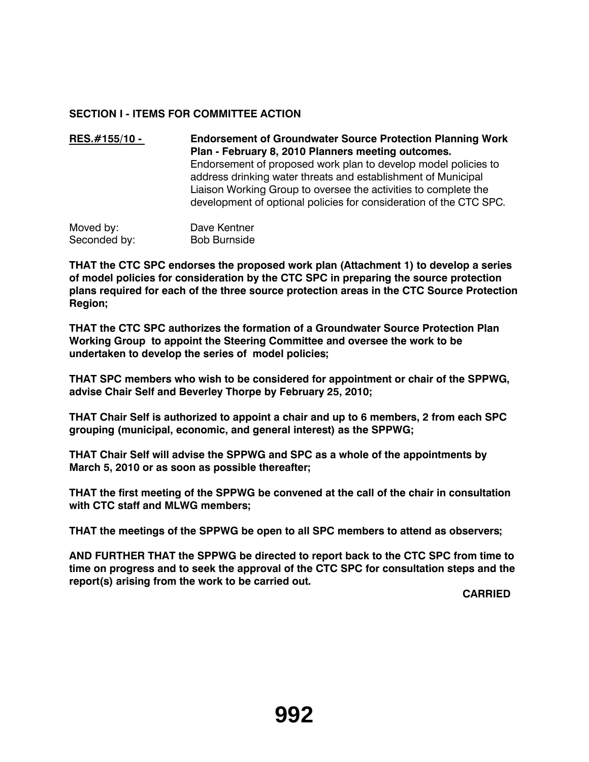**SECTION I - ITEMS FOR COMMITTEE ACTION**

**RES.#155/10 -** **Endorsement of Groundwater Source Protection Planning Work Plan - February 8, 2010 Planners meeting outcomes.**
Endorsement of proposed work plan to develop model policies to address drinking water threats and establishment of Municipal Liaison Working Group to oversee the activities to complete the development of optional policies for consideration of the CTC SPC.

Moved by: Dave Kentner
Seconded by: Bob Burnside

**THAT the CTC SPC endorses the proposed work plan (Attachment 1) to develop a series of model policies for consideration by the CTC SPC in preparing the source protection plans required for each of the three source protection areas in the CTC Source Protection Region;**

**THAT the CTC SPC authorizes the formation of a Groundwater Source Protection Plan Working Group to appoint the Steering Committee and oversee the work to be undertaken to develop the series of model policies;**

**THAT SPC members who wish to be considered for appointment or chair of the SPPWG, advise Chair Self and Beverley Thorpe by February 25, 2010;**

**THAT Chair Self is authorized to appoint a chair and up to 6 members, 2 from each SPC grouping (municipal, economic, and general interest) as the SPPWG;**

**THAT Chair Self will advise the SPPWG and SPC as a whole of the appointments by March 5, 2010 or as soon as possible thereafter;**

**THAT the first meeting of the SPPWG be convened at the call of the chair in consultation with CTC staff and MLWG members;**

**THAT the meetings of the SPPWG be open to all SPC members to attend as observers;**

**AND FURTHER THAT the SPPWG be directed to report back to the CTC SPC from time to time on progress and to seek the approval of the CTC SPC for consultation steps and the report(s) arising from the work to be carried out.**

**CARRIED**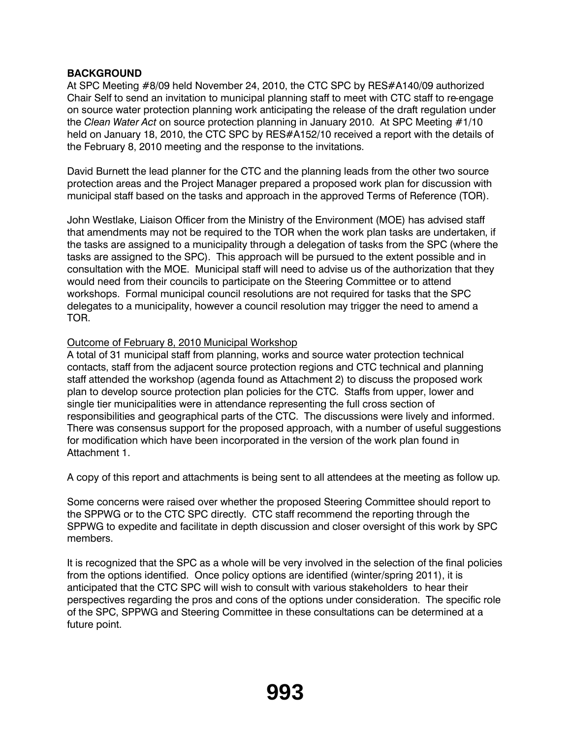**BACKGROUND**

At SPC Meeting #8/09 held November 24, 2010, the CTC SPC by RES#A140/09 authorized Chair Self to send an invitation to municipal planning staff to meet with CTC staff to re-engage on source water protection planning work anticipating the release of the draft regulation under the *Clean Water Act* on source protection planning in January 2010. At SPC Meeting #1/10 held on January 18, 2010, the CTC SPC by RES#A152/10 received a report with the details of the February 8, 2010 meeting and the response to the invitations.

David Burnett the lead planner for the CTC and the planning leads from the other two source protection areas and the Project Manager prepared a proposed work plan for discussion with municipal staff based on the tasks and approach in the approved Terms of Reference (TOR).

John Westlake, Liaison Officer from the Ministry of the Environment (MOE) has advised staff that amendments may not be required to the TOR when the work plan tasks are undertaken, if the tasks are assigned to a municipality through a delegation of tasks from the SPC (where the tasks are assigned to the SPC). This approach will be pursued to the extent possible and in consultation with the MOE. Municipal staff will need to advise us of the authorization that they would need from their councils to participate on the Steering Committee or to attend workshops. Formal municipal council resolutions are not required for tasks that the SPC delegates to a municipality, however a council resolution may trigger the need to amend a TOR.

<u>Outcome of February 8, 2010 Municipal Workshop</u>

A total of 31 municipal staff from planning, works and source water protection technical contacts, staff from the adjacent source protection regions and CTC technical and planning staff attended the workshop (agenda found as Attachment 2) to discuss the proposed work plan to develop source protection plan policies for the CTC. Staffs from upper, lower and single tier municipalities were in attendance representing the full cross section of responsibilities and geographical parts of the CTC. The discussions were lively and informed. There was consensus support for the proposed approach, with a number of useful suggestions for modification which have been incorporated in the version of the work plan found in Attachment 1.

A copy of this report and attachments is being sent to all attendees at the meeting as follow up.

Some concerns were raised over whether the proposed Steering Committee should report to the SPPWG or to the CTC SPC directly. CTC staff recommend the reporting through the SPPWG to expedite and facilitate in depth discussion and closer oversight of this work by SPC members.

It is recognized that the SPC as a whole will be very involved in the selection of the final policies from the options identified. Once policy options are identified (winter/spring 2011), it is anticipated that the CTC SPC will wish to consult with various stakeholders to hear their perspectives regarding the pros and cons of the options under consideration. The specific role of the SPC, SPPWG and Steering Committee in these consultations can be determined at a future point.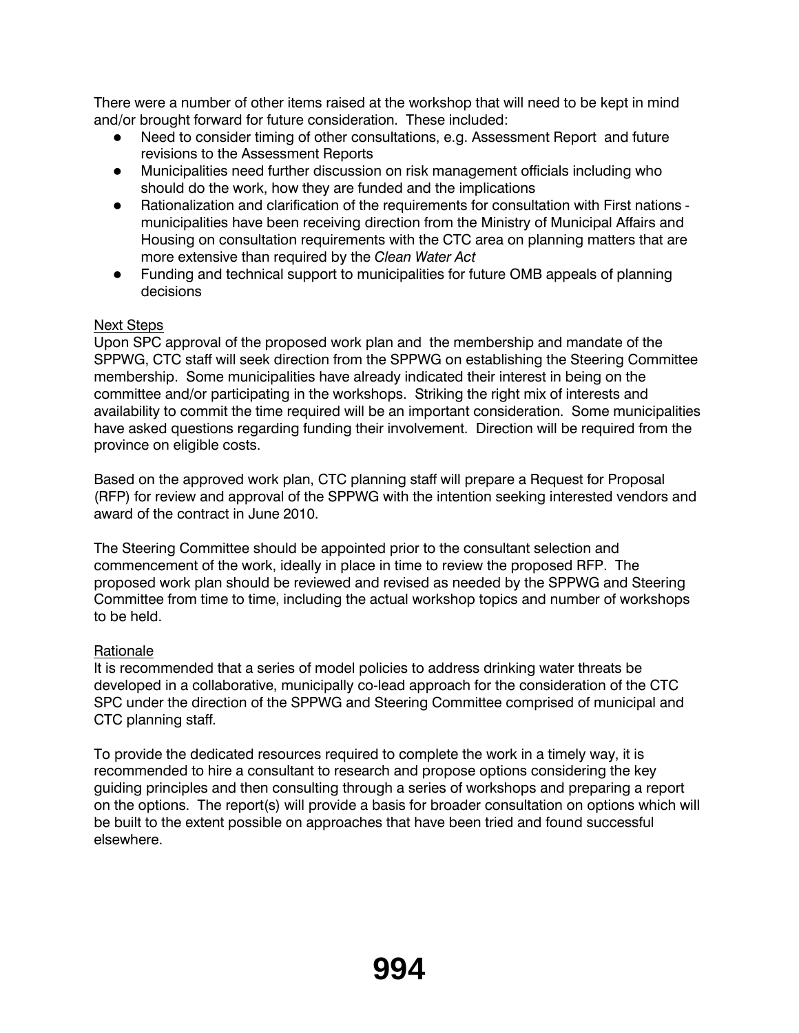There were a number of other items raised at the workshop that will need to be kept in mind and/or brought forward for future consideration. These included:

- Need to consider timing of other consultations, e.g. Assessment Report and future revisions to the Assessment Reports
- Municipalities need further discussion on risk management officials including who should do the work, how they are funded and the implications
- Rationalization and clarification of the requirements for consultation with First nations - municipalities have been receiving direction from the Ministry of Municipal Affairs and Housing on consultation requirements with the CTC area on planning matters that are more extensive than required by the *Clean Water Act*
- Funding and technical support to municipalities for future OMB appeals of planning decisions

<u>Next Steps</u>

Upon SPC approval of the proposed work plan and the membership and mandate of the SPPWG, CTC staff will seek direction from the SPPWG on establishing the Steering Committee membership. Some municipalities have already indicated their interest in being on the committee and/or participating in the workshops. Striking the right mix of interests and availability to commit the time required will be an important consideration. Some municipalities have asked questions regarding funding their involvement. Direction will be required from the province on eligible costs.

Based on the approved work plan, CTC planning staff will prepare a Request for Proposal (RFP) for review and approval of the SPPWG with the intention seeking interested vendors and award of the contract in June 2010.

The Steering Committee should be appointed prior to the consultant selection and commencement of the work, ideally in place in time to review the proposed RFP. The proposed work plan should be reviewed and revised as needed by the SPPWG and Steering Committee from time to time, including the actual workshop topics and number of workshops to be held.

<u>Rationale</u>

It is recommended that a series of model policies to address drinking water threats be developed in a collaborative, municipally co-lead approach for the consideration of the CTC SPC under the direction of the SPPWG and Steering Committee comprised of municipal and CTC planning staff.

To provide the dedicated resources required to complete the work in a timely way, it is recommended to hire a consultant to research and propose options considering the key guiding principles and then consulting through a series of workshops and preparing a report on the options. The report(s) will provide a basis for broader consultation on options which will be built to the extent possible on approaches that have been tried and found successful elsewhere.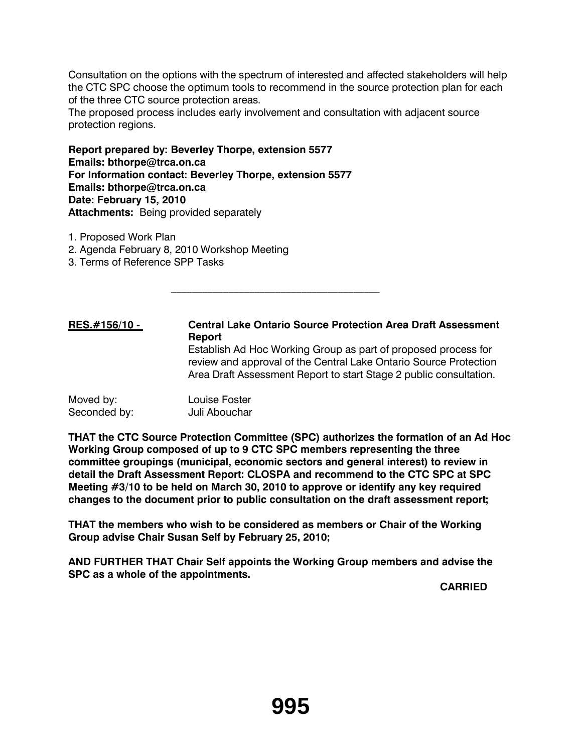Consultation on the options with the spectrum of interested and affected stakeholders will help the CTC SPC choose the optimum tools to recommend in the source protection plan for each of the three CTC source protection areas.

The proposed process includes early involvement and consultation with adjacent source protection regions.

**Report prepared by: Beverley Thorpe, extension 5577**
**Emails: bthorpe@trca.on.ca**
**For Information contact: Beverley Thorpe, extension 5577**
**Emails: bthorpe@trca.on.ca**
**Date: February 15, 2010**
**Attachments:** Being provided separately

1. Proposed Work Plan
2. Agenda February 8, 2010 Workshop Meeting
3. Terms of Reference SPP Tasks

---

**RES.#156/10 -** **Central Lake Ontario Source Protection Area Draft Assessment Report**
Establish Ad Hoc Working Group as part of proposed process for review and approval of the Central Lake Ontario Source Protection Area Draft Assessment Report to start Stage 2 public consultation.

Moved by: Louise Foster
Seconded by: Juli Abouchar

**THAT the CTC Source Protection Committee (SPC) authorizes the formation of an Ad Hoc Working Group composed of up to 9 CTC SPC members representing the three committee groupings (municipal, economic sectors and general interest) to review in detail the Draft Assessment Report: CLOSPA and recommend to the CTC SPC at SPC Meeting #3/10 to be held on March 30, 2010 to approve or identify any key required changes to the document prior to public consultation on the draft assessment report;**

**THAT the members who wish to be considered as members or Chair of the Working Group advise Chair Susan Self by February 25, 2010;**

**AND FURTHER THAT Chair Self appoints the Working Group members and advise the SPC as a whole of the appointments.**

**CARRIED**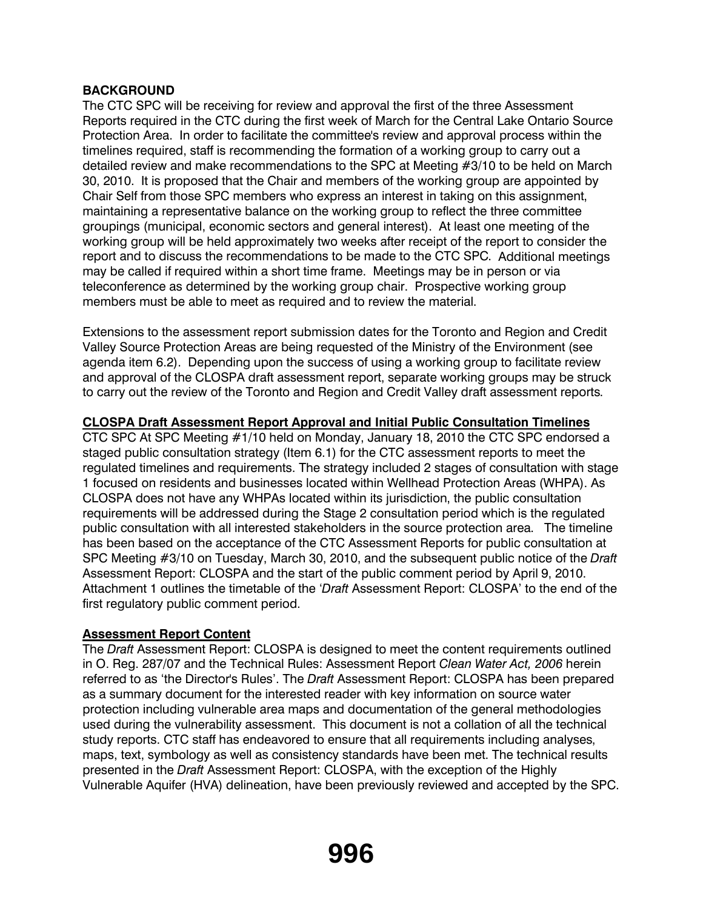**BACKGROUND**

The CTC SPC will be receiving for review and approval the first of the three Assessment Reports required in the CTC during the first week of March for the Central Lake Ontario Source Protection Area. In order to facilitate the committee's review and approval process within the timelines required, staff is recommending the formation of a working group to carry out a detailed review and make recommendations to the SPC at Meeting #3/10 to be held on March 30, 2010. It is proposed that the Chair and members of the working group are appointed by Chair Self from those SPC members who express an interest in taking on this assignment, maintaining a representative balance on the working group to reflect the three committee groupings (municipal, economic sectors and general interest). At least one meeting of the working group will be held approximately two weeks after receipt of the report to consider the report and to discuss the recommendations to be made to the CTC SPC. Additional meetings may be called if required within a short time frame. Meetings may be in person or via teleconference as determined by the working group chair. Prospective working group members must be able to meet as required and to review the material.

Extensions to the assessment report submission dates for the Toronto and Region and Credit Valley Source Protection Areas are being requested of the Ministry of the Environment (see agenda item 6.2). Depending upon the success of using a working group to facilitate review and approval of the CLOSPA draft assessment report, separate working groups may be struck to carry out the review of the Toronto and Region and Credit Valley draft assessment reports.

**CLOSPA Draft Assessment Report Approval and Initial Public Consultation Timelines**

CTC SPC At SPC Meeting #1/10 held on Monday, January 18, 2010 the CTC SPC endorsed a staged public consultation strategy (Item 6.1) for the CTC assessment reports to meet the regulated timelines and requirements. The strategy included 2 stages of consultation with stage 1 focused on residents and businesses located within Wellhead Protection Areas (WHPA). As CLOSPA does not have any WHPAs located within its jurisdiction, the public consultation requirements will be addressed during the Stage 2 consultation period which is the regulated public consultation with all interested stakeholders in the source protection area. The timeline has been based on the acceptance of the CTC Assessment Reports for public consultation at SPC Meeting #3/10 on Tuesday, March 30, 2010, and the subsequent public notice of the *Draft* Assessment Report: CLOSPA and the start of the public comment period by April 9, 2010. Attachment 1 outlines the timetable of the '*Draft* Assessment Report: CLOSPA' to the end of the first regulatory public comment period.

**Assessment Report Content**

The *Draft* Assessment Report: CLOSPA is designed to meet the content requirements outlined in O. Reg. 287/07 and the Technical Rules: Assessment Report *Clean Water Act, 2006* herein referred to as 'the Director's Rules'. The *Draft* Assessment Report: CLOSPA has been prepared as a summary document for the interested reader with key information on source water protection including vulnerable area maps and documentation of the general methodologies used during the vulnerability assessment. This document is not a collation of all the technical study reports. CTC staff has endeavored to ensure that all requirements including analyses, maps, text, symbology as well as consistency standards have been met. The technical results presented in the *Draft* Assessment Report: CLOSPA, with the exception of the Highly Vulnerable Aquifer (HVA) delineation, have been previously reviewed and accepted by the SPC.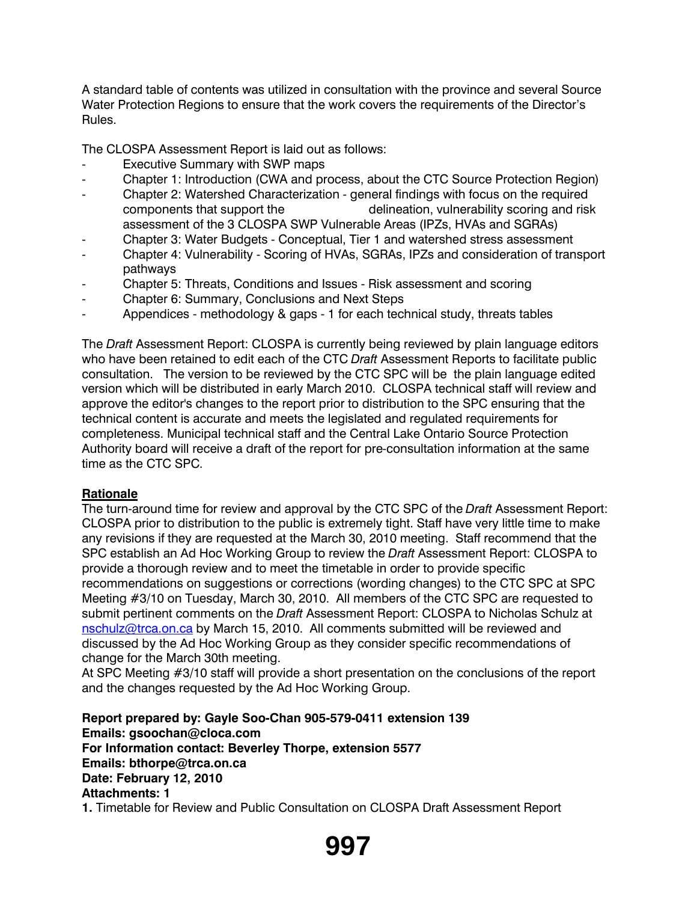A standard table of contents was utilized in consultation with the province and several Source Water Protection Regions to ensure that the work covers the requirements of the Director's Rules.

The CLOSPA Assessment Report is laid out as follows:

- Executive Summary with SWP maps
- Chapter 1: Introduction (CWA and process, about the CTC Source Protection Region)
- Chapter 2: Watershed Characterization - general findings with focus on the required components that support the delineation, vulnerability scoring and risk assessment of the 3 CLOSPA SWP Vulnerable Areas (IPZs, HVAs and SGRAs)
- Chapter 3: Water Budgets - Conceptual, Tier 1 and watershed stress assessment
- Chapter 4: Vulnerability - Scoring of HVAs, SGRAs, IPZs and consideration of transport pathways
- Chapter 5: Threats, Conditions and Issues - Risk assessment and scoring
- Chapter 6: Summary, Conclusions and Next Steps
- Appendices - methodology & gaps - 1 for each technical study, threats tables

The *Draft* Assessment Report: CLOSPA is currently being reviewed by plain language editors who have been retained to edit each of the CTC *Draft* Assessment Reports to facilitate public consultation. The version to be reviewed by the CTC SPC will be the plain language edited version which will be distributed in early March 2010. CLOSPA technical staff will review and approve the editor's changes to the report prior to distribution to the SPC ensuring that the technical content is accurate and meets the legislated and regulated requirements for completeness. Municipal technical staff and the Central Lake Ontario Source Protection Authority board will receive a draft of the report for pre-consultation information at the same time as the CTC SPC.

**Rationale**

The turn-around time for review and approval by the CTC SPC of the *Draft* Assessment Report: CLOSPA prior to distribution to the public is extremely tight. Staff have very little time to make any revisions if they are requested at the March 30, 2010 meeting. Staff recommend that the SPC establish an Ad Hoc Working Group to review the *Draft* Assessment Report: CLOSPA to provide a thorough review and to meet the timetable in order to provide specific recommendations on suggestions or corrections (wording changes) to the CTC SPC at SPC Meeting #3/10 on Tuesday, March 30, 2010. All members of the CTC SPC are requested to submit pertinent comments on the *Draft* Assessment Report: CLOSPA to Nicholas Schulz at nschulz@trca.on.ca by March 15, 2010. All comments submitted will be reviewed and discussed by the Ad Hoc Working Group as they consider specific recommendations of change for the March 30th meeting.

At SPC Meeting #3/10 staff will provide a short presentation on the conclusions of the report and the changes requested by the Ad Hoc Working Group.

**Report prepared by: Gayle Soo-Chan 905-579-0411 extension 139**
**Emails: gsoochan@cloca.com**
**For Information contact: Beverley Thorpe, extension 5577**
**Emails: bthorpe@trca.on.ca**
**Date: February 12, 2010**
**Attachments: 1**
**1.** Timetable for Review and Public Consultation on CLOSPA Draft Assessment Report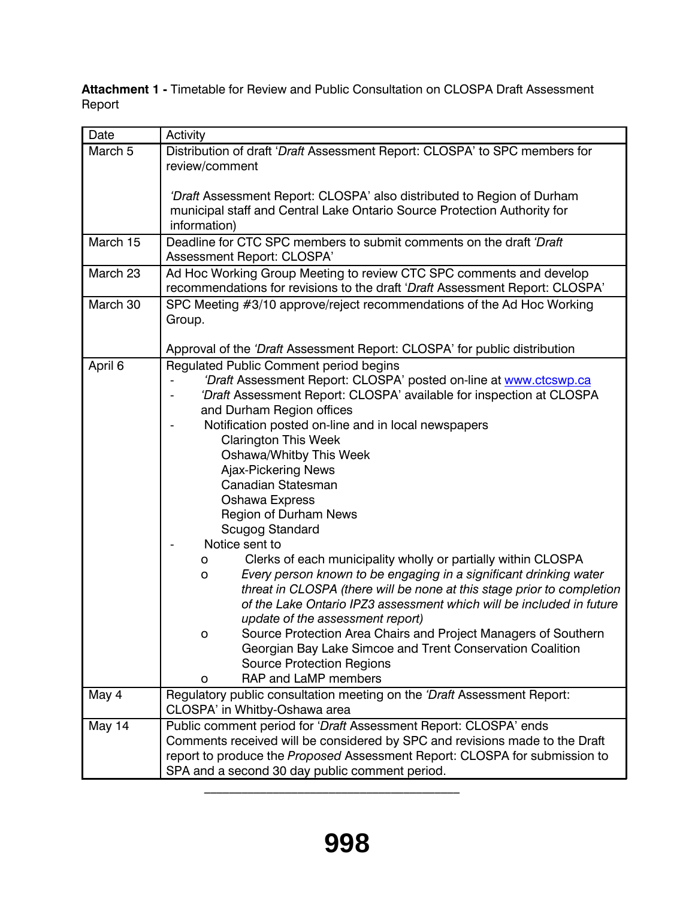**Attachment 1 -** Timetable for Review and Public Consultation on CLOSPA Draft Assessment Report

| Date | Activity |
|---|---|
| March 5 | Distribution of draft '*Draft* Assessment Report: CLOSPA' to SPC members for review/comment<br><br>'*Draft* Assessment Report: CLOSPA' also distributed to Region of Durham municipal staff and Central Lake Ontario Source Protection Authority for information) |
| March 15 | Deadline for CTC SPC members to submit comments on the draft '*Draft* Assessment Report: CLOSPA' |
| March 23 | Ad Hoc Working Group Meeting to review CTC SPC comments and develop recommendations for revisions to the draft '*Draft* Assessment Report: CLOSPA' |
| March 30 | SPC Meeting #3/10 approve/reject recommendations of the Ad Hoc Working Group.<br><br>Approval of the '*Draft* Assessment Report: CLOSPA' for public distribution |
| April 6 | Regulated Public Comment period begins<br>- '*Draft* Assessment Report: CLOSPA' posted on-line at www.ctcswp.ca<br>- '*Draft* Assessment Report: CLOSPA' available for inspection at CLOSPA and Durham Region offices<br>- Notification posted on-line and in local newspapers<br>Clarington This Week<br>Oshawa/Whitby This Week<br>Ajax-Pickering News<br>Canadian Statesman<br>Oshawa Express<br>Region of Durham News<br>Scugog Standard<br>- Notice sent to<br>o Clerks of each municipality wholly or partially within CLOSPA<br>o *Every person known to be engaging in a significant drinking water threat in CLOSPA (there will be none at this stage prior to completion of the Lake Ontario IPZ3 assessment which will be included in future update of the assessment report)*<br>o Source Protection Area Chairs and Project Managers of Southern Georgian Bay Lake Simcoe and Trent Conservation Coalition Source Protection Regions<br>o RAP and LaMP members |
| May 4 | Regulatory public consultation meeting on the '*Draft* Assessment Report: CLOSPA' in Whitby-Oshawa area |
| May 14 | Public comment period for '*Draft* Assessment Report: CLOSPA' ends<br>Comments received will be considered by SPC and revisions made to the Draft report to produce the *Proposed* Assessment Report: CLOSPA for submission to SPA and a second 30 day public comment period. |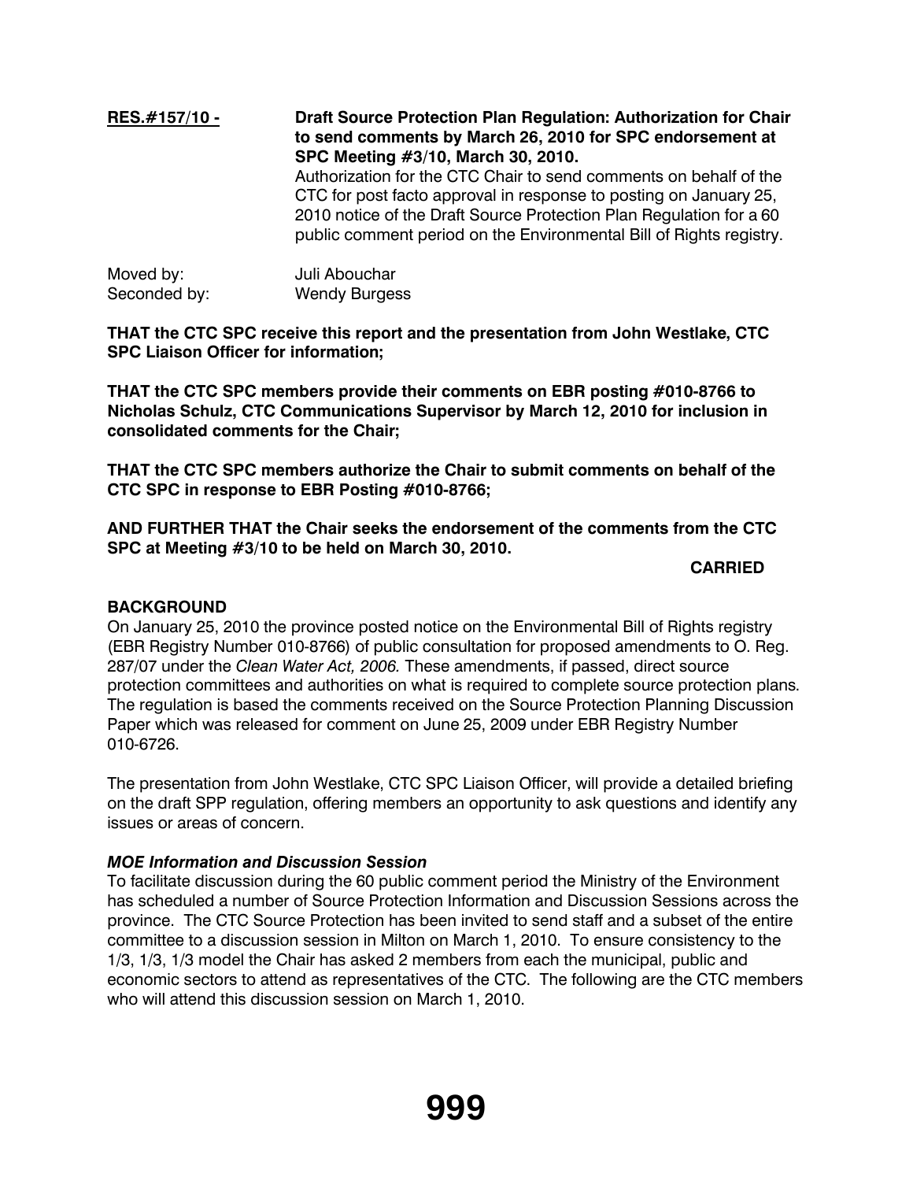**RES.#157/10 -** **Draft Source Protection Plan Regulation: Authorization for Chair to send comments by March 26, 2010 for SPC endorsement at SPC Meeting #3/10, March 30, 2010.**
Authorization for the CTC Chair to send comments on behalf of the CTC for post facto approval in response to posting on January 25, 2010 notice of the Draft Source Protection Plan Regulation for a 60 public comment period on the Environmental Bill of Rights registry.

Moved by: Juli Abouchar
Seconded by: Wendy Burgess

**THAT the CTC SPC receive this report and the presentation from John Westlake, CTC SPC Liaison Officer for information;**

**THAT the CTC SPC members provide their comments on EBR posting #010-8766 to Nicholas Schulz, CTC Communications Supervisor by March 12, 2010 for inclusion in consolidated comments for the Chair;**

**THAT the CTC SPC members authorize the Chair to submit comments on behalf of the CTC SPC in response to EBR Posting #010-8766;**

**AND FURTHER THAT the Chair seeks the endorsement of the comments from the CTC SPC at Meeting #3/10 to be held on March 30, 2010.**

**CARRIED**

**BACKGROUND**

On January 25, 2010 the province posted notice on the Environmental Bill of Rights registry (EBR Registry Number 010-8766) of public consultation for proposed amendments to O. Reg. 287/07 under the *Clean Water Act, 2006.* These amendments, if passed, direct source protection committees and authorities on what is required to complete source protection plans. The regulation is based the comments received on the Source Protection Planning Discussion Paper which was released for comment on June 25, 2009 under EBR Registry Number 010-6726.

The presentation from John Westlake, CTC SPC Liaison Officer, will provide a detailed briefing on the draft SPP regulation, offering members an opportunity to ask questions and identify any issues or areas of concern.

***MOE Information and Discussion Session***

To facilitate discussion during the 60 public comment period the Ministry of the Environment has scheduled a number of Source Protection Information and Discussion Sessions across the province. The CTC Source Protection has been invited to send staff and a subset of the entire committee to a discussion session in Milton on March 1, 2010. To ensure consistency to the 1/3, 1/3, 1/3 model the Chair has asked 2 members from each the municipal, public and economic sectors to attend as representatives of the CTC. The following are the CTC members who will attend this discussion session on March 1, 2010.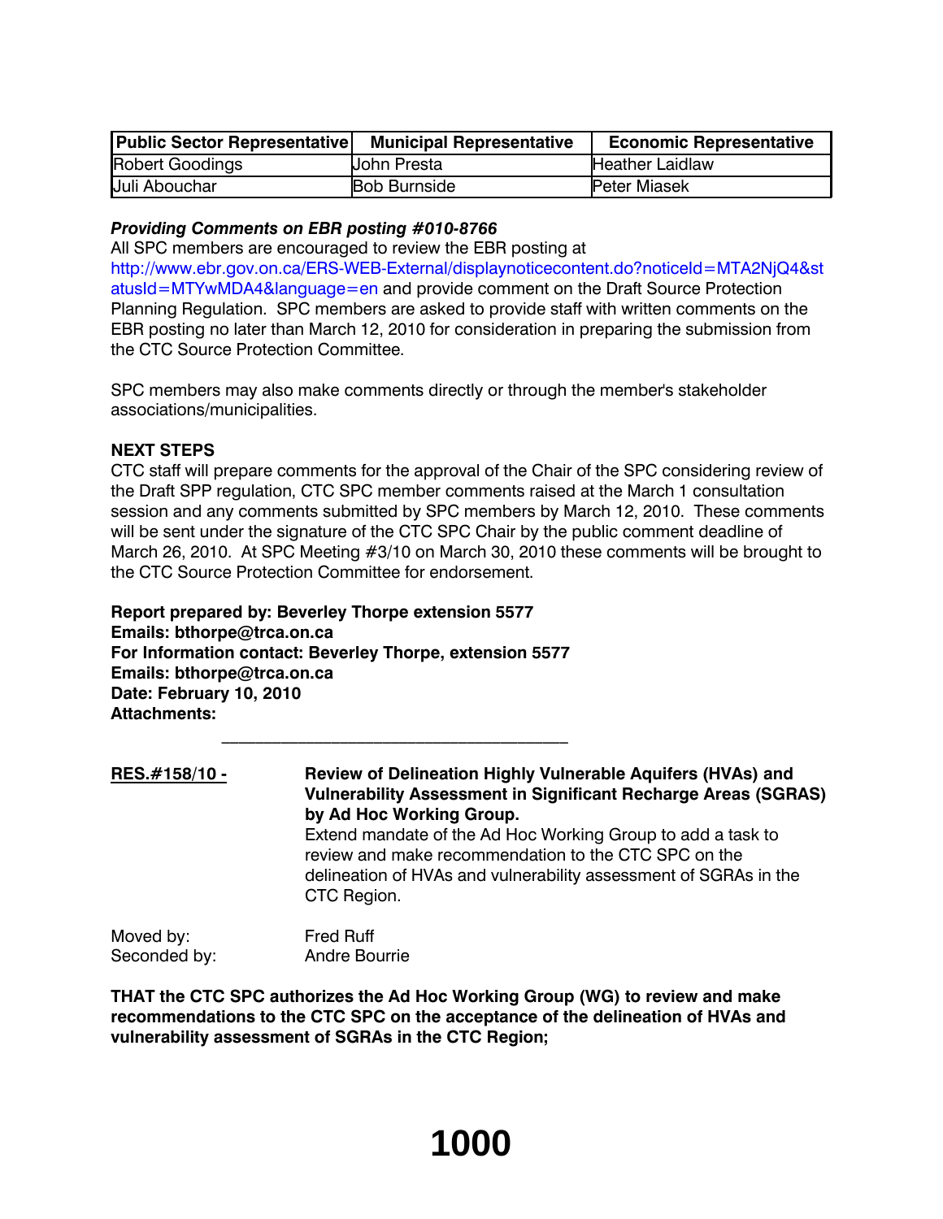| Public Sector Representative | Municipal Representative | Economic Representative |
|---|---|---|
| Robert Goodings | John Presta | Heather Laidlaw |
| Juli Abouchar | Bob Burnside | Peter Miasek |

***Providing Comments on EBR posting #010-8766***

All SPC members are encouraged to review the EBR posting at http://www.ebr.gov.on.ca/ERS-WEB-External/displaynoticecontent.do?noticeId=MTA2NjQ4&statusId=MTYwMDA4&language=en and provide comment on the Draft Source Protection Planning Regulation. SPC members are asked to provide staff with written comments on the EBR posting no later than March 12, 2010 for consideration in preparing the submission from the CTC Source Protection Committee.

SPC members may also make comments directly or through the member's stakeholder associations/municipalities.

**NEXT STEPS**

CTC staff will prepare comments for the approval of the Chair of the SPC considering review of the Draft SPP regulation, CTC SPC member comments raised at the March 1 consultation session and any comments submitted by SPC members by March 12, 2010. These comments will be sent under the signature of the CTC SPC Chair by the public comment deadline of March 26, 2010. At SPC Meeting #3/10 on March 30, 2010 these comments will be brought to the CTC Source Protection Committee for endorsement.

**Report prepared by: Beverley Thorpe extension 5577**
**Emails: bthorpe@trca.on.ca**
**For Information contact: Beverley Thorpe, extension 5577**
**Emails: bthorpe@trca.on.ca**
**Date: February 10, 2010**
**Attachments:**

---

**RES.#158/10 -** **Review of Delineation Highly Vulnerable Aquifers (HVAs) and Vulnerability Assessment in Significant Recharge Areas (SGRAS) by Ad Hoc Working Group.**
Extend mandate of the Ad Hoc Working Group to add a task to review and make recommendation to the CTC SPC on the delineation of HVAs and vulnerability assessment of SGRAs in the CTC Region.

Moved by: Fred Ruff
Seconded by: Andre Bourrie

**THAT the CTC SPC authorizes the Ad Hoc Working Group (WG) to review and make recommendations to the CTC SPC on the acceptance of the delineation of HVAs and vulnerability assessment of SGRAs in the CTC Region;**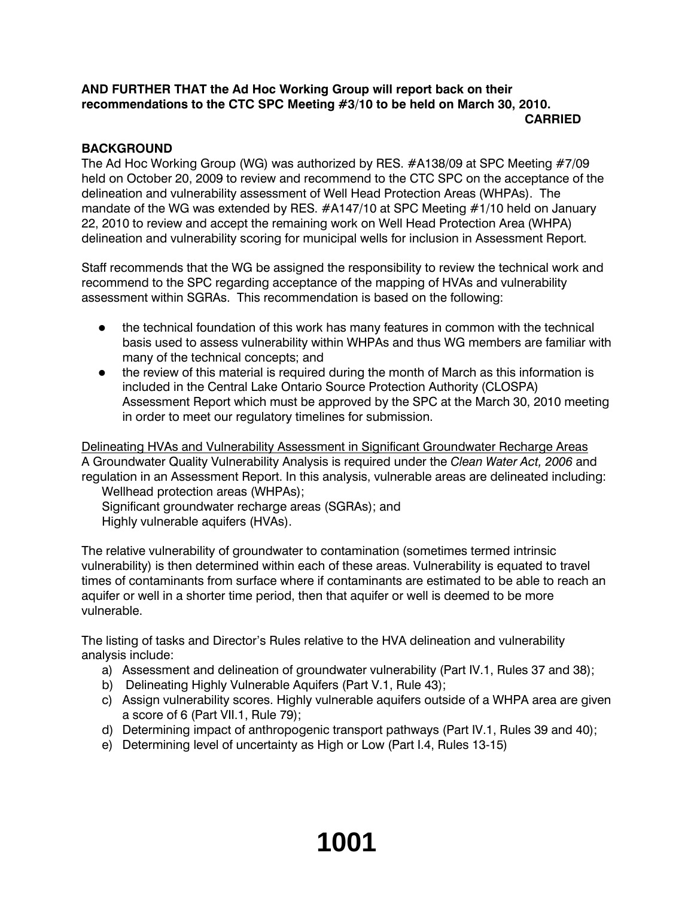**AND FURTHER THAT the Ad Hoc Working Group will report back on their recommendations to the CTC SPC Meeting #3/10 to be held on March 30, 2010.**

**CARRIED**

## BACKGROUND

The Ad Hoc Working Group (WG) was authorized by RES. #A138/09 at SPC Meeting #7/09 held on October 20, 2009 to review and recommend to the CTC SPC on the acceptance of the delineation and vulnerability assessment of Well Head Protection Areas (WHPAs). The mandate of the WG was extended by RES. #A147/10 at SPC Meeting #1/10 held on January 22, 2010 to review and accept the remaining work on Well Head Protection Area (WHPA) delineation and vulnerability scoring for municipal wells for inclusion in Assessment Report.

Staff recommends that the WG be assigned the responsibility to review the technical work and recommend to the SPC regarding acceptance of the mapping of HVAs and vulnerability assessment within SGRAs. This recommendation is based on the following:

- the technical foundation of this work has many features in common with the technical basis used to assess vulnerability within WHPAs and thus WG members are familiar with many of the technical concepts; and
- the review of this material is required during the month of March as this information is included in the Central Lake Ontario Source Protection Authority (CLOSPA) Assessment Report which must be approved by the SPC at the March 30, 2010 meeting in order to meet our regulatory timelines for submission.

<u>Delineating HVAs and Vulnerability Assessment in Significant Groundwater Recharge Areas</u>

A Groundwater Quality Vulnerability Analysis is required under the *Clean Water Act, 2006* and regulation in an Assessment Report. In this analysis, vulnerable areas are delineated including:

Wellhead protection areas (WHPAs);
Significant groundwater recharge areas (SGRAs); and
Highly vulnerable aquifers (HVAs).

The relative vulnerability of groundwater to contamination (sometimes termed intrinsic vulnerability) is then determined within each of these areas. Vulnerability is equated to travel times of contaminants from surface where if contaminants are estimated to be able to reach an aquifer or well in a shorter time period, then that aquifer or well is deemed to be more vulnerable.

The listing of tasks and Director's Rules relative to the HVA delineation and vulnerability analysis include:

a) Assessment and delineation of groundwater vulnerability (Part IV.1, Rules 37 and 38);
b) Delineating Highly Vulnerable Aquifers (Part V.1, Rule 43);
c) Assign vulnerability scores. Highly vulnerable aquifers outside of a WHPA area are given a score of 6 (Part VII.1, Rule 79);
d) Determining impact of anthropogenic transport pathways (Part IV.1, Rules 39 and 40);
e) Determining level of uncertainty as High or Low (Part I.4, Rules 13-15)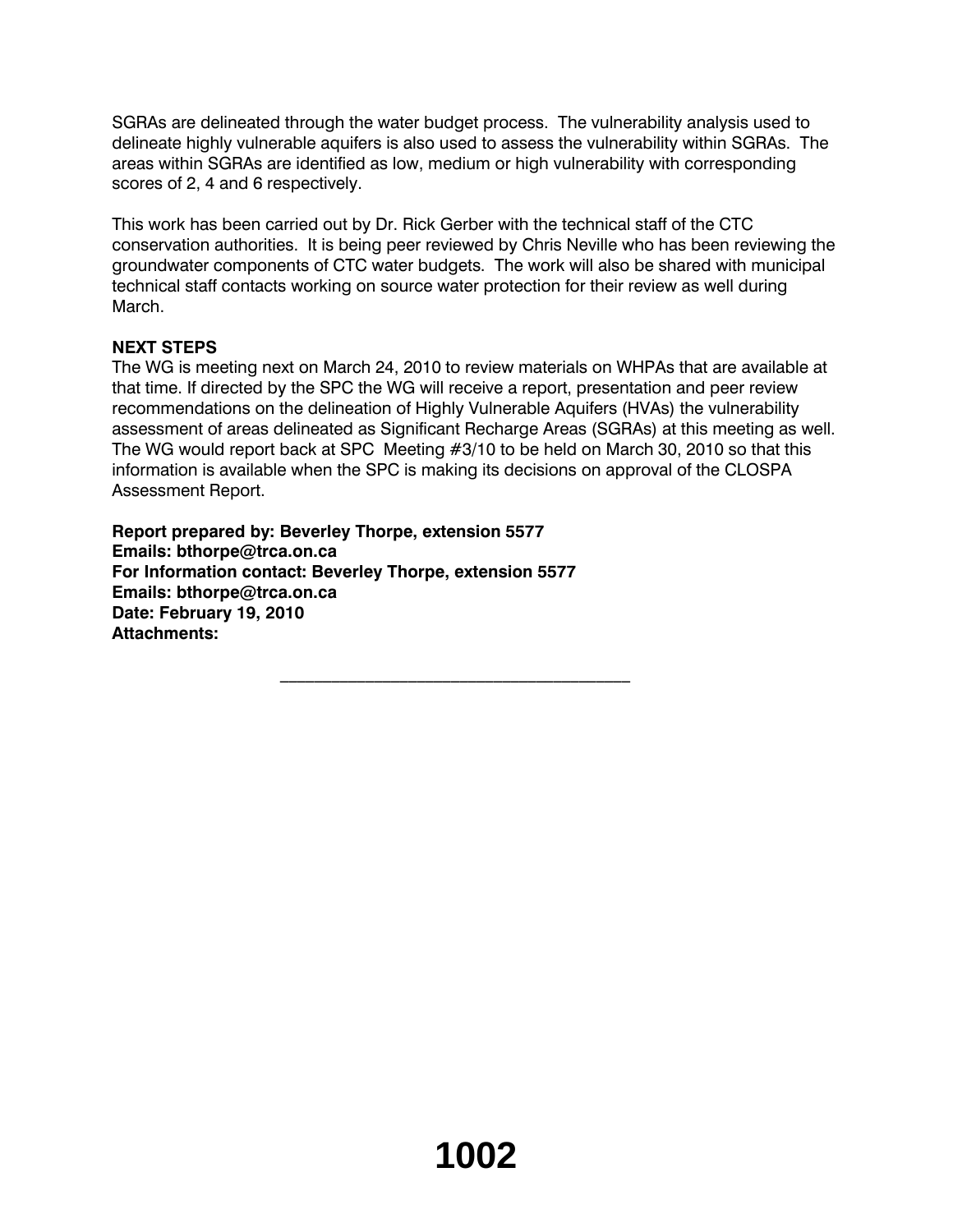SGRAs are delineated through the water budget process. The vulnerability analysis used to delineate highly vulnerable aquifers is also used to assess the vulnerability within SGRAs. The areas within SGRAs are identified as low, medium or high vulnerability with corresponding scores of 2, 4 and 6 respectively.

This work has been carried out by Dr. Rick Gerber with the technical staff of the CTC conservation authorities. It is being peer reviewed by Chris Neville who has been reviewing the groundwater components of CTC water budgets. The work will also be shared with municipal technical staff contacts working on source water protection for their review as well during March.

**NEXT STEPS**

The WG is meeting next on March 24, 2010 to review materials on WHPAs that are available at that time. If directed by the SPC the WG will receive a report, presentation and peer review recommendations on the delineation of Highly Vulnerable Aquifers (HVAs) the vulnerability assessment of areas delineated as Significant Recharge Areas (SGRAs) at this meeting as well. The WG would report back at SPC Meeting #3/10 to be held on March 30, 2010 so that this information is available when the SPC is making its decisions on approval of the CLOSPA Assessment Report.

**Report prepared by: Beverley Thorpe, extension 5577**
**Emails: bthorpe@trca.on.ca**
**For Information contact: Beverley Thorpe, extension 5577**
**Emails: bthorpe@trca.on.ca**
**Date: February 19, 2010**
**Attachments:**

\_\_\_\_\_\_\_\_\_\_\_\_\_\_\_\_\_\_\_\_\_\_\_\_\_\_\_\_\_\_\_\_\_\_\_\_\_\_\_\_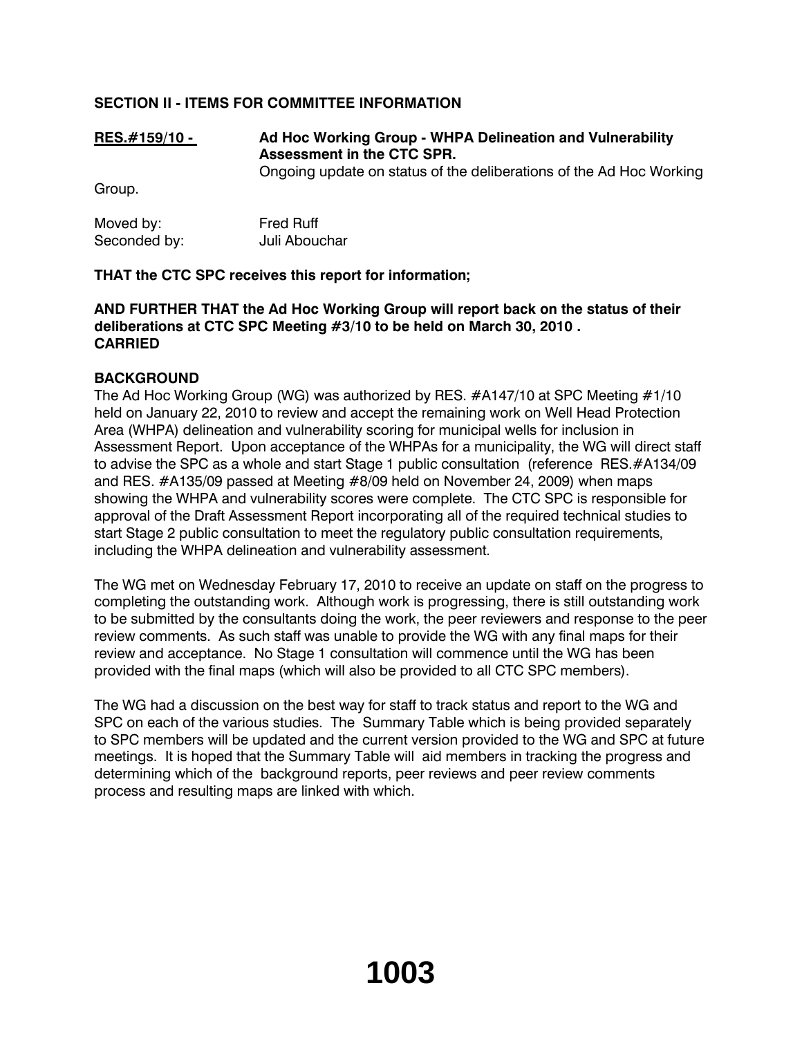**SECTION II - ITEMS FOR COMMITTEE INFORMATION**

**RES.#159/10 -** **Ad Hoc Working Group - WHPA Delineation and Vulnerability Assessment in the CTC SPR.**
Ongoing update on status of the deliberations of the Ad Hoc Working Group.

Moved by: Fred Ruff
Seconded by: Juli Abouchar

**THAT the CTC SPC receives this report for information;**

**AND FURTHER THAT the Ad Hoc Working Group will report back on the status of their deliberations at CTC SPC Meeting #3/10 to be held on March 30, 2010 .**
**CARRIED**

**BACKGROUND**
The Ad Hoc Working Group (WG) was authorized by RES. #A147/10 at SPC Meeting #1/10 held on January 22, 2010 to review and accept the remaining work on Well Head Protection Area (WHPA) delineation and vulnerability scoring for municipal wells for inclusion in Assessment Report. Upon acceptance of the WHPAs for a municipality, the WG will direct staff to advise the SPC as a whole and start Stage 1 public consultation (reference RES.#A134/09 and RES. #A135/09 passed at Meeting #8/09 held on November 24, 2009) when maps showing the WHPA and vulnerability scores were complete. The CTC SPC is responsible for approval of the Draft Assessment Report incorporating all of the required technical studies to start Stage 2 public consultation to meet the regulatory public consultation requirements, including the WHPA delineation and vulnerability assessment.

The WG met on Wednesday February 17, 2010 to receive an update on staff on the progress to completing the outstanding work. Although work is progressing, there is still outstanding work to be submitted by the consultants doing the work, the peer reviewers and response to the peer review comments. As such staff was unable to provide the WG with any final maps for their review and acceptance. No Stage 1 consultation will commence until the WG has been provided with the final maps (which will also be provided to all CTC SPC members).

The WG had a discussion on the best way for staff to track status and report to the WG and SPC on each of the various studies. The Summary Table which is being provided separately to SPC members will be updated and the current version provided to the WG and SPC at future meetings. It is hoped that the Summary Table will aid members in tracking the progress and determining which of the background reports, peer reviews and peer review comments process and resulting maps are linked with which.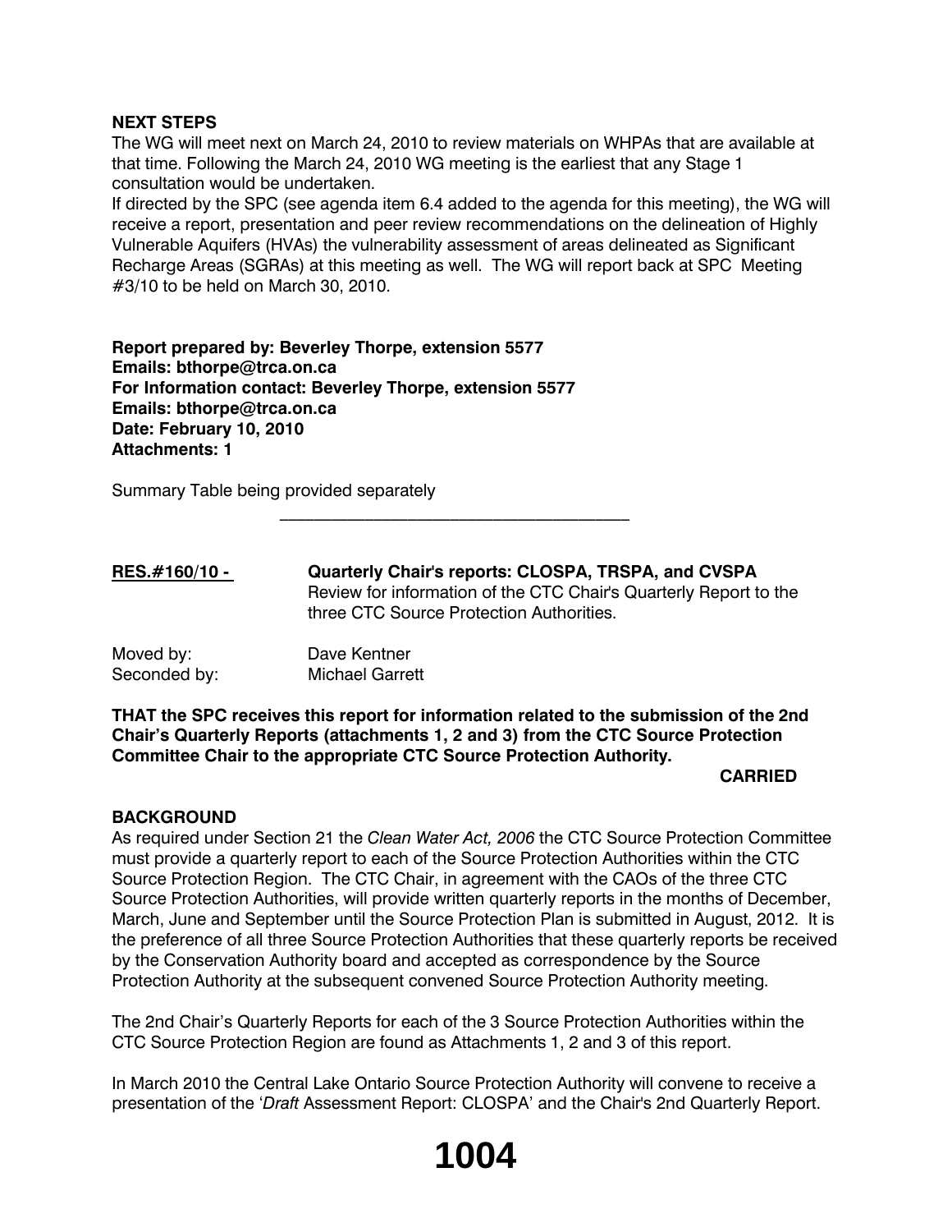**NEXT STEPS**

The WG will meet next on March 24, 2010 to review materials on WHPAs that are available at that time. Following the March 24, 2010 WG meeting is the earliest that any Stage 1 consultation would be undertaken.

If directed by the SPC (see agenda item 6.4 added to the agenda for this meeting), the WG will receive a report, presentation and peer review recommendations on the delineation of Highly Vulnerable Aquifers (HVAs) the vulnerability assessment of areas delineated as Significant Recharge Areas (SGRAs) at this meeting as well. The WG will report back at SPC Meeting #3/10 to be held on March 30, 2010.

**Report prepared by: Beverley Thorpe, extension 5577**
**Emails: bthorpe@trca.on.ca**
**For Information contact: Beverley Thorpe, extension 5577**
**Emails: bthorpe@trca.on.ca**
**Date: February 10, 2010**
**Attachments: 1**

Summary Table being provided separately

---

**RES.#160/10 -** **Quarterly Chair's reports: CLOSPA, TRSPA, and CVSPA**
Review for information of the CTC Chair's Quarterly Report to the three CTC Source Protection Authorities.

Moved by: Dave Kentner
Seconded by: Michael Garrett

**THAT the SPC receives this report for information related to the submission of the 2nd Chair's Quarterly Reports (attachments 1, 2 and 3) from the CTC Source Protection Committee Chair to the appropriate CTC Source Protection Authority.**

**CARRIED**

**BACKGROUND**

As required under Section 21 the *Clean Water Act, 2006* the CTC Source Protection Committee must provide a quarterly report to each of the Source Protection Authorities within the CTC Source Protection Region. The CTC Chair, in agreement with the CAOs of the three CTC Source Protection Authorities, will provide written quarterly reports in the months of December, March, June and September until the Source Protection Plan is submitted in August, 2012. It is the preference of all three Source Protection Authorities that these quarterly reports be received by the Conservation Authority board and accepted as correspondence by the Source Protection Authority at the subsequent convened Source Protection Authority meeting.

The 2nd Chair's Quarterly Reports for each of the 3 Source Protection Authorities within the CTC Source Protection Region are found as Attachments 1, 2 and 3 of this report.

In March 2010 the Central Lake Ontario Source Protection Authority will convene to receive a presentation of the '*Draft* Assessment Report: CLOSPA' and the Chair's 2nd Quarterly Report.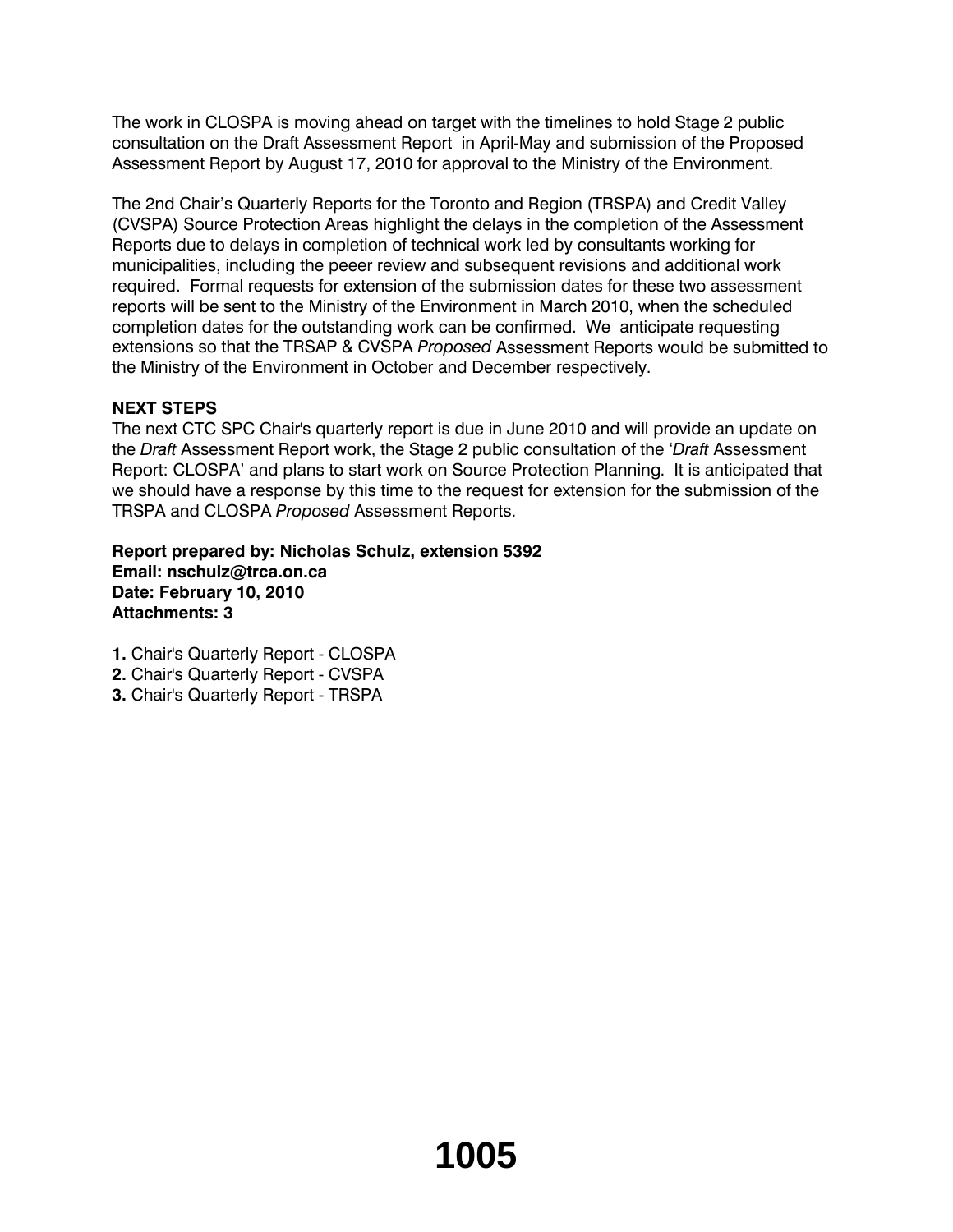The work in CLOSPA is moving ahead on target with the timelines to hold Stage 2 public consultation on the Draft Assessment Report in April-May and submission of the Proposed Assessment Report by August 17, 2010 for approval to the Ministry of the Environment.

The 2nd Chair's Quarterly Reports for the Toronto and Region (TRSPA) and Credit Valley (CVSPA) Source Protection Areas highlight the delays in the completion of the Assessment Reports due to delays in completion of technical work led by consultants working for municipalities, including the peeer review and subsequent revisions and additional work required. Formal requests for extension of the submission dates for these two assessment reports will be sent to the Ministry of the Environment in March 2010, when the scheduled completion dates for the outstanding work can be confirmed. We anticipate requesting extensions so that the TRSAP & CVSPA *Proposed* Assessment Reports would be submitted to the Ministry of the Environment in October and December respectively.

**NEXT STEPS**

The next CTC SPC Chair's quarterly report is due in June 2010 and will provide an update on the *Draft* Assessment Report work, the Stage 2 public consultation of the '*Draft* Assessment Report: CLOSPA' and plans to start work on Source Protection Planning. It is anticipated that we should have a response by this time to the request for extension for the submission of the TRSPA and CLOSPA *Proposed* Assessment Reports.

**Report prepared by: Nicholas Schulz, extension 5392**
**Email: nschulz@trca.on.ca**
**Date: February 10, 2010**
**Attachments: 3**

**1.** Chair's Quarterly Report - CLOSPA
**2.** Chair's Quarterly Report - CVSPA
**3.** Chair's Quarterly Report - TRSPA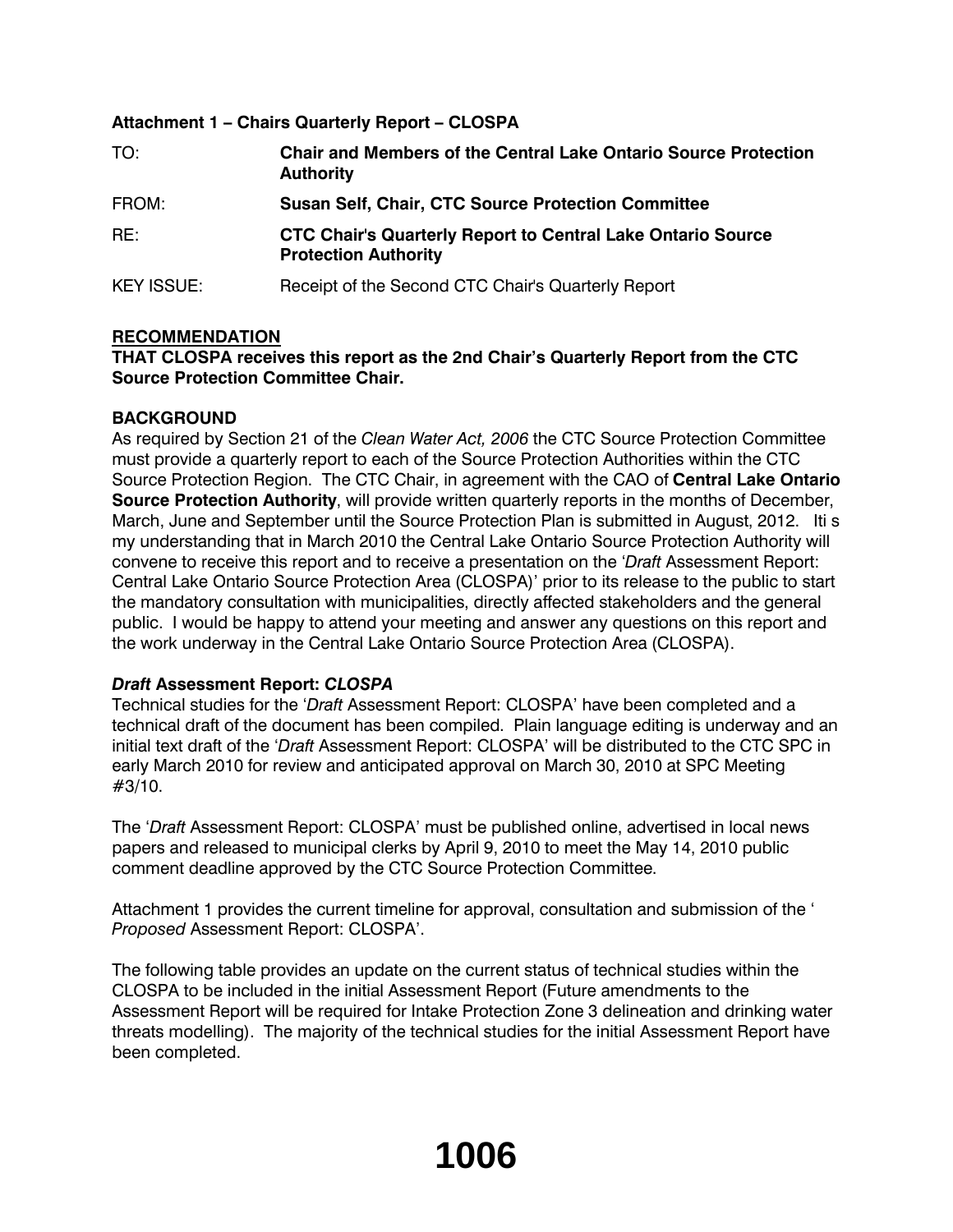**Attachment 1 – Chairs Quarterly Report – CLOSPA**

| | |
|---|---|
| TO: | **Chair and Members of the Central Lake Ontario Source Protection Authority** |
| FROM: | **Susan Self, Chair, CTC Source Protection Committee** |
| RE: | **CTC Chair's Quarterly Report to Central Lake Ontario Source Protection Authority** |
| KEY ISSUE: | Receipt of the Second CTC Chair's Quarterly Report |

**RECOMMENDATION**

**THAT CLOSPA receives this report as the 2nd Chair's Quarterly Report from the CTC Source Protection Committee Chair.**

**BACKGROUND**

As required by Section 21 of the *Clean Water Act, 2006* the CTC Source Protection Committee must provide a quarterly report to each of the Source Protection Authorities within the CTC Source Protection Region. The CTC Chair, in agreement with the CAO of **Central Lake Ontario Source Protection Authority**, will provide written quarterly reports in the months of December, March, June and September until the Source Protection Plan is submitted in August, 2012. Iti s my understanding that in March 2010 the Central Lake Ontario Source Protection Authority will convene to receive this report and to receive a presentation on the '*Draft* Assessment Report: Central Lake Ontario Source Protection Area (CLOSPA)' prior to its release to the public to start the mandatory consultation with municipalities, directly affected stakeholders and the general public. I would be happy to attend your meeting and answer any questions on this report and the work underway in the Central Lake Ontario Source Protection Area (CLOSPA).

***Draft* Assessment Report: *CLOSPA***

Technical studies for the '*Draft* Assessment Report: CLOSPA' have been completed and a technical draft of the document has been compiled. Plain language editing is underway and an initial text draft of the '*Draft* Assessment Report: CLOSPA' will be distributed to the CTC SPC in early March 2010 for review and anticipated approval on March 30, 2010 at SPC Meeting #3/10.

The '*Draft* Assessment Report: CLOSPA' must be published online, advertised in local news papers and released to municipal clerks by April 9, 2010 to meet the May 14, 2010 public comment deadline approved by the CTC Source Protection Committee.

Attachment 1 provides the current timeline for approval, consultation and submission of the '*Proposed* Assessment Report: CLOSPA'.

The following table provides an update on the current status of technical studies within the CLOSPA to be included in the initial Assessment Report (Future amendments to the Assessment Report will be required for Intake Protection Zone 3 delineation and drinking water threats modelling). The majority of the technical studies for the initial Assessment Report have been completed.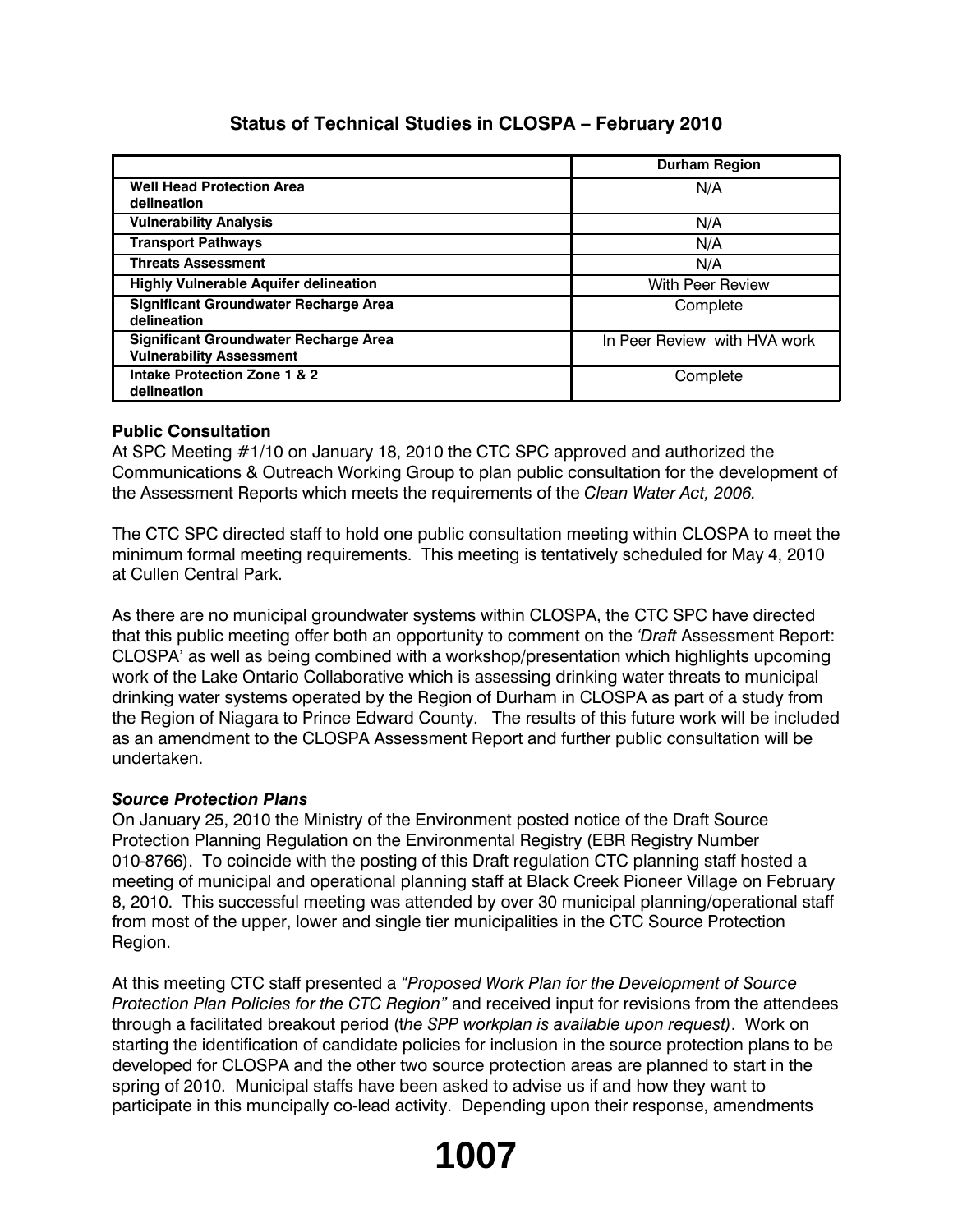**Status of Technical Studies in CLOSPA – February 2010**

| | Durham Region |
|---|---|
| **Well Head Protection Area delineation** | N/A |
| **Vulnerability Analysis** | N/A |
| **Transport Pathways** | N/A |
| **Threats Assessment** | N/A |
| **Highly Vulnerable Aquifer delineation** | With Peer Review |
| **Significant Groundwater Recharge Area delineation** | Complete |
| **Significant Groundwater Recharge Area Vulnerability Assessment** | In Peer Review with HVA work |
| **Intake Protection Zone 1 & 2 delineation** | Complete |

**Public Consultation**

At SPC Meeting #1/10 on January 18, 2010 the CTC SPC approved and authorized the Communications & Outreach Working Group to plan public consultation for the development of the Assessment Reports which meets the requirements of the *Clean Water Act, 2006.*

The CTC SPC directed staff to hold one public consultation meeting within CLOSPA to meet the minimum formal meeting requirements. This meeting is tentatively scheduled for May 4, 2010 at Cullen Central Park.

As there are no municipal groundwater systems within CLOSPA, the CTC SPC have directed that this public meeting offer both an opportunity to comment on the *'Draft* Assessment Report: CLOSPA' as well as being combined with a workshop/presentation which highlights upcoming work of the Lake Ontario Collaborative which is assessing drinking water threats to municipal drinking water systems operated by the Region of Durham in CLOSPA as part of a study from the Region of Niagara to Prince Edward County. The results of this future work will be included as an amendment to the CLOSPA Assessment Report and further public consultation will be undertaken.

***Source Protection Plans***

On January 25, 2010 the Ministry of the Environment posted notice of the Draft Source Protection Planning Regulation on the Environmental Registry (EBR Registry Number 010-8766). To coincide with the posting of this Draft regulation CTC planning staff hosted a meeting of municipal and operational planning staff at Black Creek Pioneer Village on February 8, 2010. This successful meeting was attended by over 30 municipal planning/operational staff from most of the upper, lower and single tier municipalities in the CTC Source Protection Region.

At this meeting CTC staff presented a *"Proposed Work Plan for the Development of Source Protection Plan Policies for the CTC Region"* and received input for revisions from the attendees through a facilitated breakout period (*the SPP workplan is available upon request)*. Work on starting the identification of candidate policies for inclusion in the source protection plans to be developed for CLOSPA and the other two source protection areas are planned to start in the spring of 2010. Municipal staffs have been asked to advise us if and how they want to participate in this muncipally co-lead activity. Depending upon their response, amendments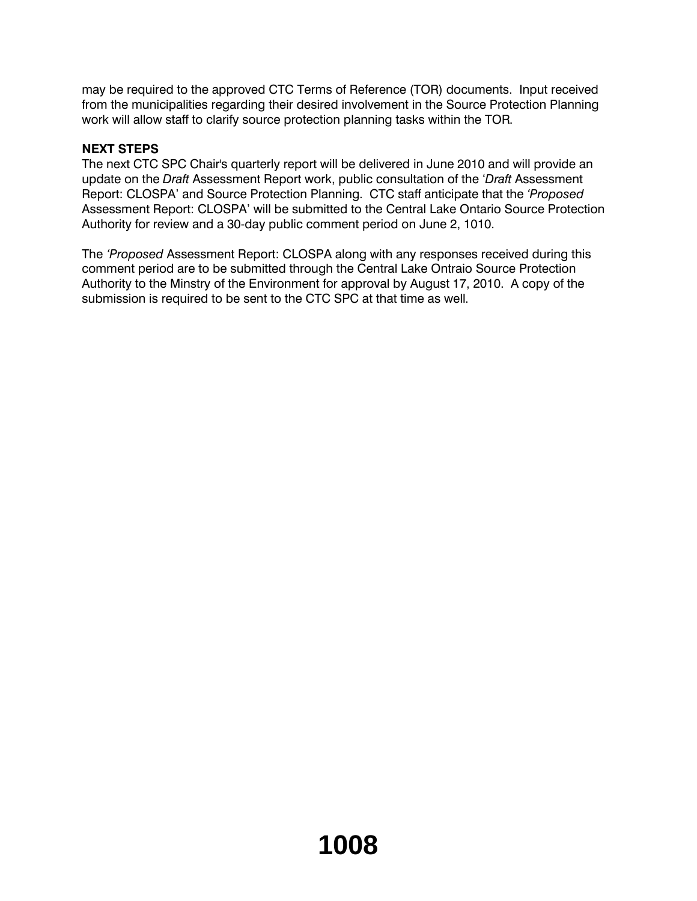may be required to the approved CTC Terms of Reference (TOR) documents. Input received from the municipalities regarding their desired involvement in the Source Protection Planning work will allow staff to clarify source protection planning tasks within the TOR.

**NEXT STEPS**

The next CTC SPC Chair's quarterly report will be delivered in June 2010 and will provide an update on the *Draft* Assessment Report work, public consultation of the '*Draft* Assessment Report: CLOSPA' and Source Protection Planning. CTC staff anticipate that the '*Proposed* Assessment Report: CLOSPA' will be submitted to the Central Lake Ontario Source Protection Authority for review and a 30-day public comment period on June 2, 1010.

The '*Proposed* Assessment Report: CLOSPA along with any responses received during this comment period are to be submitted through the Central Lake Ontraio Source Protection Authority to the Minstry of the Environment for approval by August 17, 2010. A copy of the submission is required to be sent to the CTC SPC at that time as well.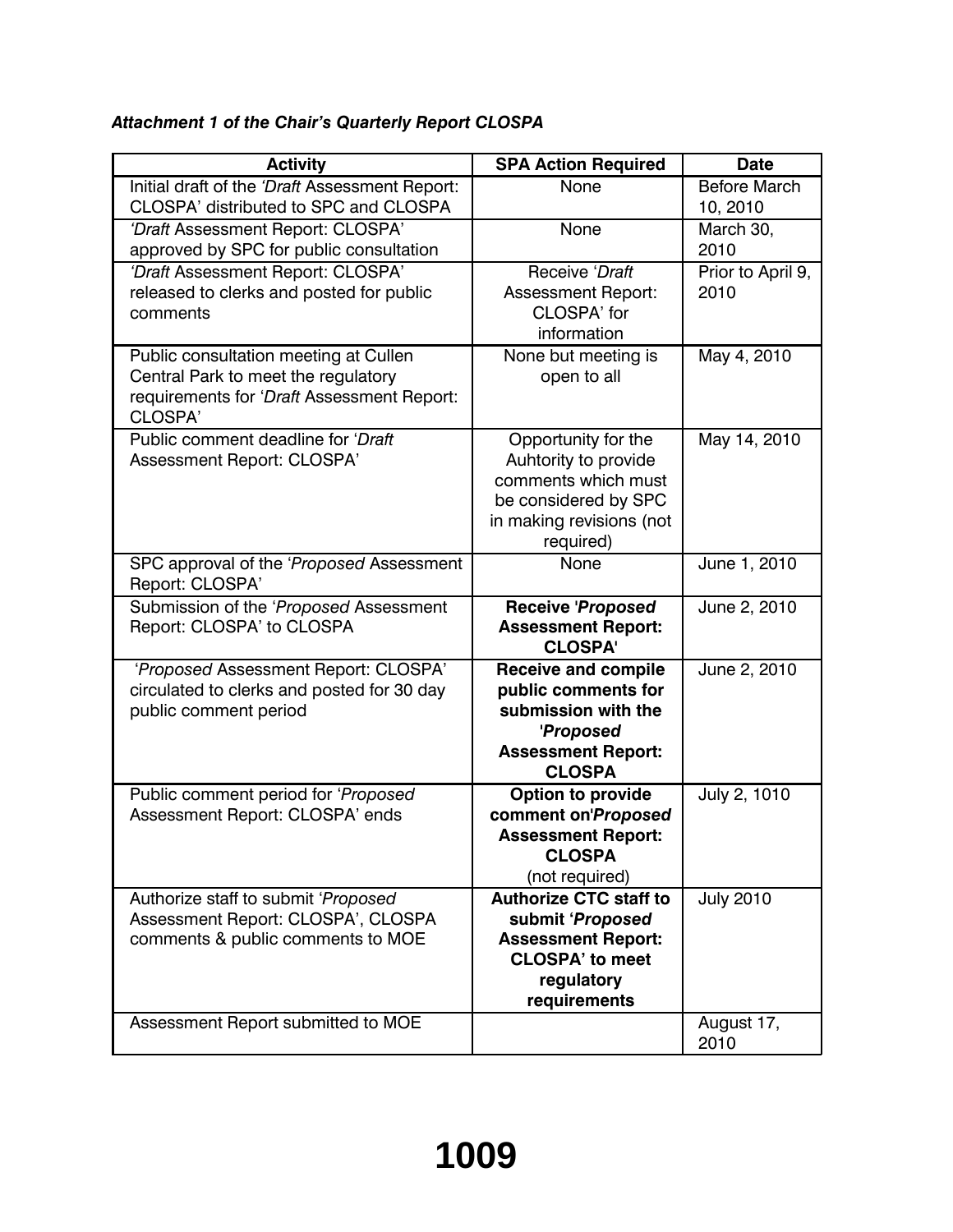***Attachment 1 of the Chair's Quarterly Report CLOSPA***

| Activity | SPA Action Required | Date |
|---|---|---|
| Initial draft of the *'Draft* Assessment Report: CLOSPA' distributed to SPC and CLOSPA | None | Before March 10, 2010 |
| *'Draft* Assessment Report: CLOSPA' approved by SPC for public consultation | None | March 30, 2010 |
| *'Draft* Assessment Report: CLOSPA' released to clerks and posted for public comments | Receive '*Draft* Assessment Report: CLOSPA' for information | Prior to April 9, 2010 |
| Public consultation meeting at Cullen Central Park to meet the regulatory requirements for '*Draft* Assessment Report: CLOSPA' | None but meeting is open to all | May 4, 2010 |
| Public comment deadline for '*Draft* Assessment Report: CLOSPA' | Opportunity for the Auhtority to provide comments which must be considered by SPC in making revisions (not required) | May 14, 2010 |
| SPC approval of the '*Proposed* Assessment Report: CLOSPA' | None | June 1, 2010 |
| Submission of the '*Proposed* Assessment Report: CLOSPA' to CLOSPA | **Receive '*Proposed* Assessment Report: CLOSPA'** | June 2, 2010 |
| '*Proposed* Assessment Report: CLOSPA' circulated to clerks and posted for 30 day public comment period | **Receive and compile public comments for submission with the '*Proposed* Assessment Report: CLOSPA** | June 2, 2010 |
| Public comment period for '*Proposed* Assessment Report: CLOSPA' ends | **Option to provide comment on'*Proposed* Assessment Report: CLOSPA** (not required) | July 2, 1010 |
| Authorize staff to submit '*Proposed* Assessment Report: CLOSPA', CLOSPA comments & public comments to MOE | **Authorize CTC staff to submit '*Proposed* Assessment Report: CLOSPA' to meet regulatory requirements** | July 2010 |
| Assessment Report submitted to MOE | | August 17, 2010 |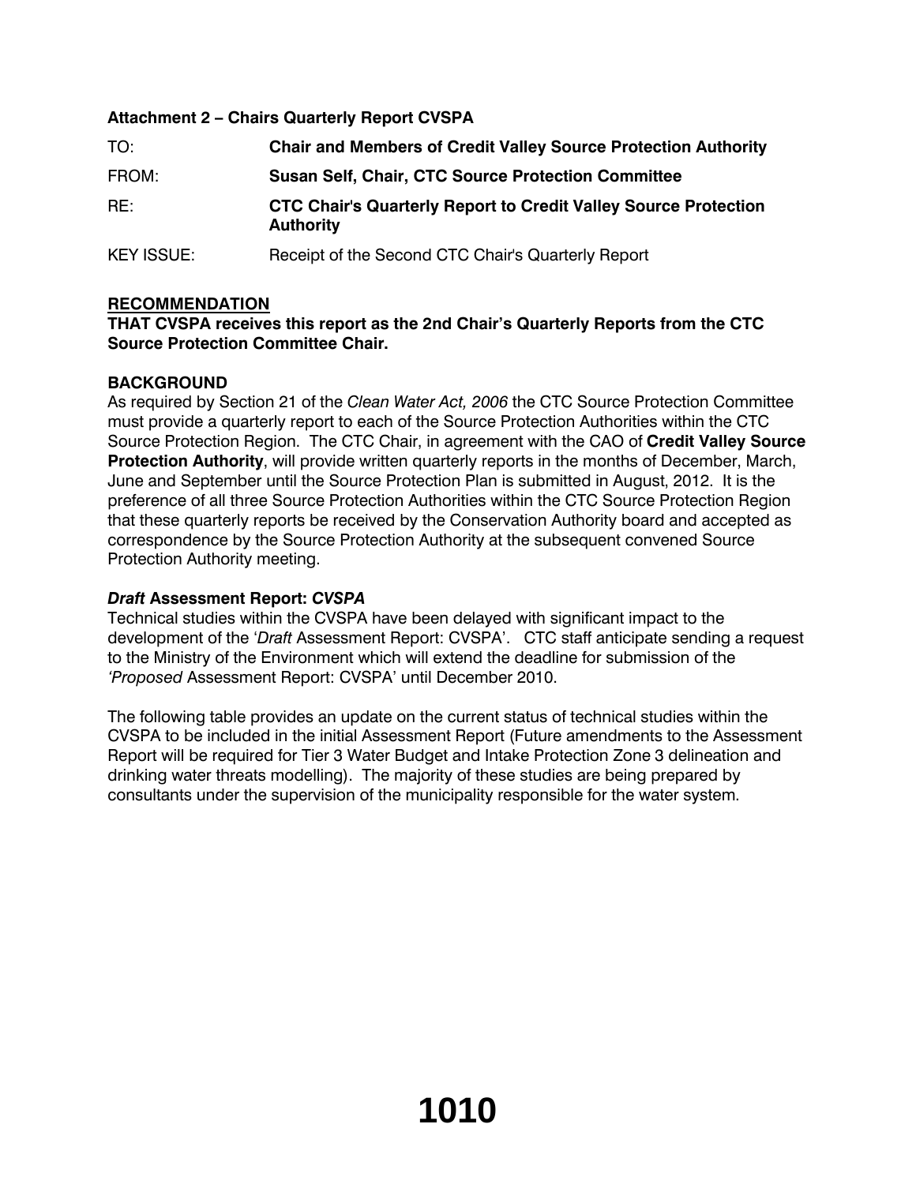**Attachment 2 – Chairs Quarterly Report CVSPA**

| | |
|---|---|
| TO: | **Chair and Members of Credit Valley Source Protection Authority** |
| FROM: | **Susan Self, Chair, CTC Source Protection Committee** |
| RE: | **CTC Chair's Quarterly Report to Credit Valley Source Protection Authority** |
| KEY ISSUE: | Receipt of the Second CTC Chair's Quarterly Report |

**RECOMMENDATION**

**THAT CVSPA receives this report as the 2nd Chair's Quarterly Reports from the CTC Source Protection Committee Chair.**

**BACKGROUND**

As required by Section 21 of the *Clean Water Act, 2006* the CTC Source Protection Committee must provide a quarterly report to each of the Source Protection Authorities within the CTC Source Protection Region. The CTC Chair, in agreement with the CAO of **Credit Valley Source Protection Authority**, will provide written quarterly reports in the months of December, March, June and September until the Source Protection Plan is submitted in August, 2012. It is the preference of all three Source Protection Authorities within the CTC Source Protection Region that these quarterly reports be received by the Conservation Authority board and accepted as correspondence by the Source Protection Authority at the subsequent convened Source Protection Authority meeting.

***Draft* Assessment Report: *CVSPA***

Technical studies within the CVSPA have been delayed with significant impact to the development of the '*Draft* Assessment Report: CVSPA'. CTC staff anticipate sending a request to the Ministry of the Environment which will extend the deadline for submission of the *'Proposed* Assessment Report: CVSPA' until December 2010.

The following table provides an update on the current status of technical studies within the CVSPA to be included in the initial Assessment Report (Future amendments to the Assessment Report will be required for Tier 3 Water Budget and Intake Protection Zone 3 delineation and drinking water threats modelling). The majority of these studies are being prepared by consultants under the supervision of the municipality responsible for the water system.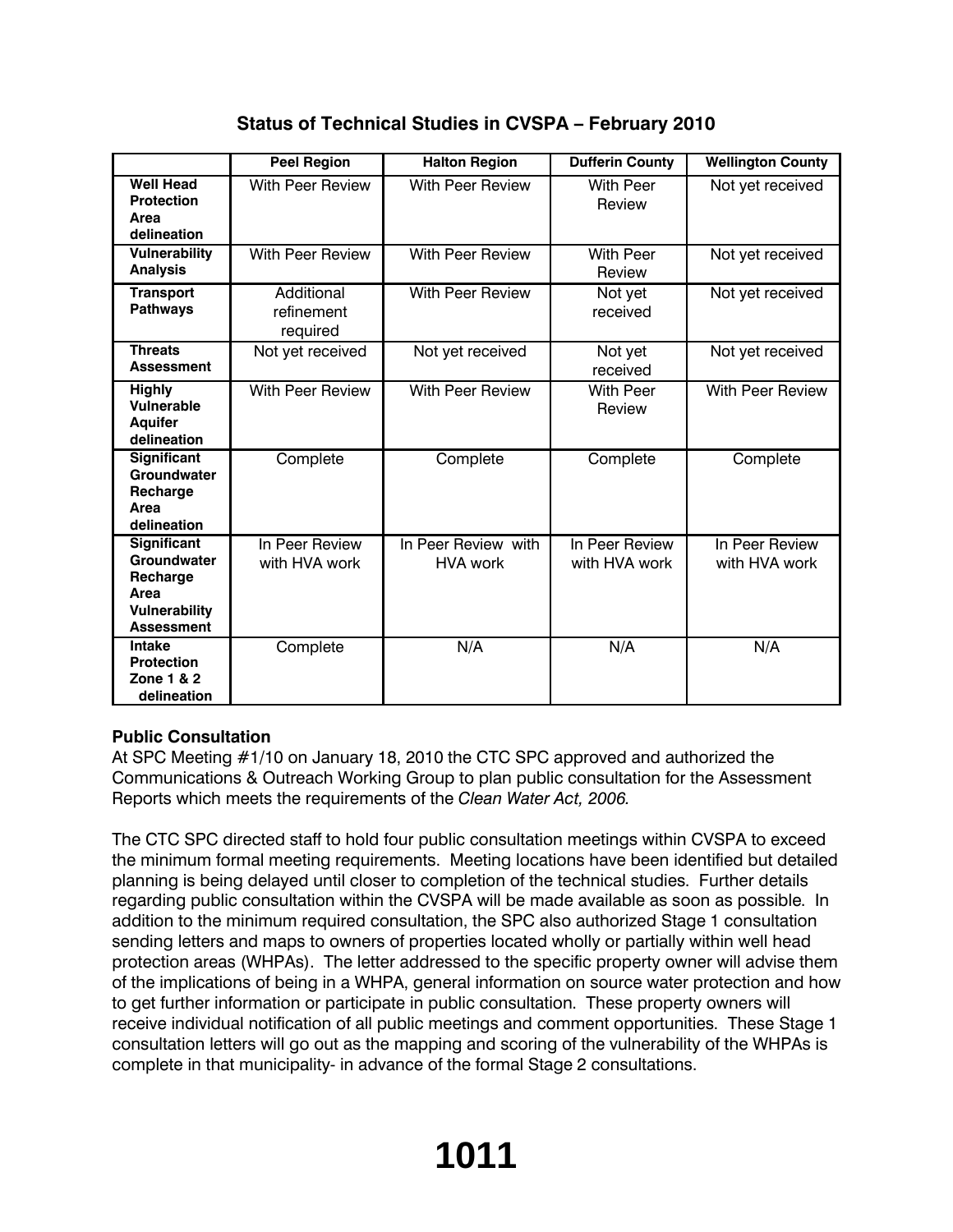## Status of Technical Studies in CVSPA – February 2010

| | Peel Region | Halton Region | Dufferin County | Wellington County |
|---|---|---|---|---|
| **Well Head Protection Area delineation** | With Peer Review | With Peer Review | With Peer Review | Not yet received |
| **Vulnerability Analysis** | With Peer Review | With Peer Review | With Peer Review | Not yet received |
| **Transport Pathways** | Additional refinement required | With Peer Review | Not yet received | Not yet received |
| **Threats Assessment** | Not yet received | Not yet received | Not yet received | Not yet received |
| **Highly Vulnerable Aquifer delineation** | With Peer Review | With Peer Review | With Peer Review | With Peer Review |
| **Significant Groundwater Recharge Area delineation** | Complete | Complete | Complete | Complete |
| **Significant Groundwater Recharge Area Vulnerability Assessment** | In Peer Review with HVA work | In Peer Review with HVA work | In Peer Review with HVA work | In Peer Review with HVA work |
| **Intake Protection Zone 1 & 2 delineation** | Complete | N/A | N/A | N/A |

**Public Consultation**

At SPC Meeting #1/10 on January 18, 2010 the CTC SPC approved and authorized the Communications & Outreach Working Group to plan public consultation for the Assessment Reports which meets the requirements of the *Clean Water Act, 2006.*

The CTC SPC directed staff to hold four public consultation meetings within CVSPA to exceed the minimum formal meeting requirements. Meeting locations have been identified but detailed planning is being delayed until closer to completion of the technical studies. Further details regarding public consultation within the CVSPA will be made available as soon as possible. In addition to the minimum required consultation, the SPC also authorized Stage 1 consultation sending letters and maps to owners of properties located wholly or partially within well head protection areas (WHPAs). The letter addressed to the specific property owner will advise them of the implications of being in a WHPA, general information on source water protection and how to get further information or participate in public consultation. These property owners will receive individual notification of all public meetings and comment opportunities. These Stage 1 consultation letters will go out as the mapping and scoring of the vulnerability of the WHPAs is complete in that municipality- in advance of the formal Stage 2 consultations.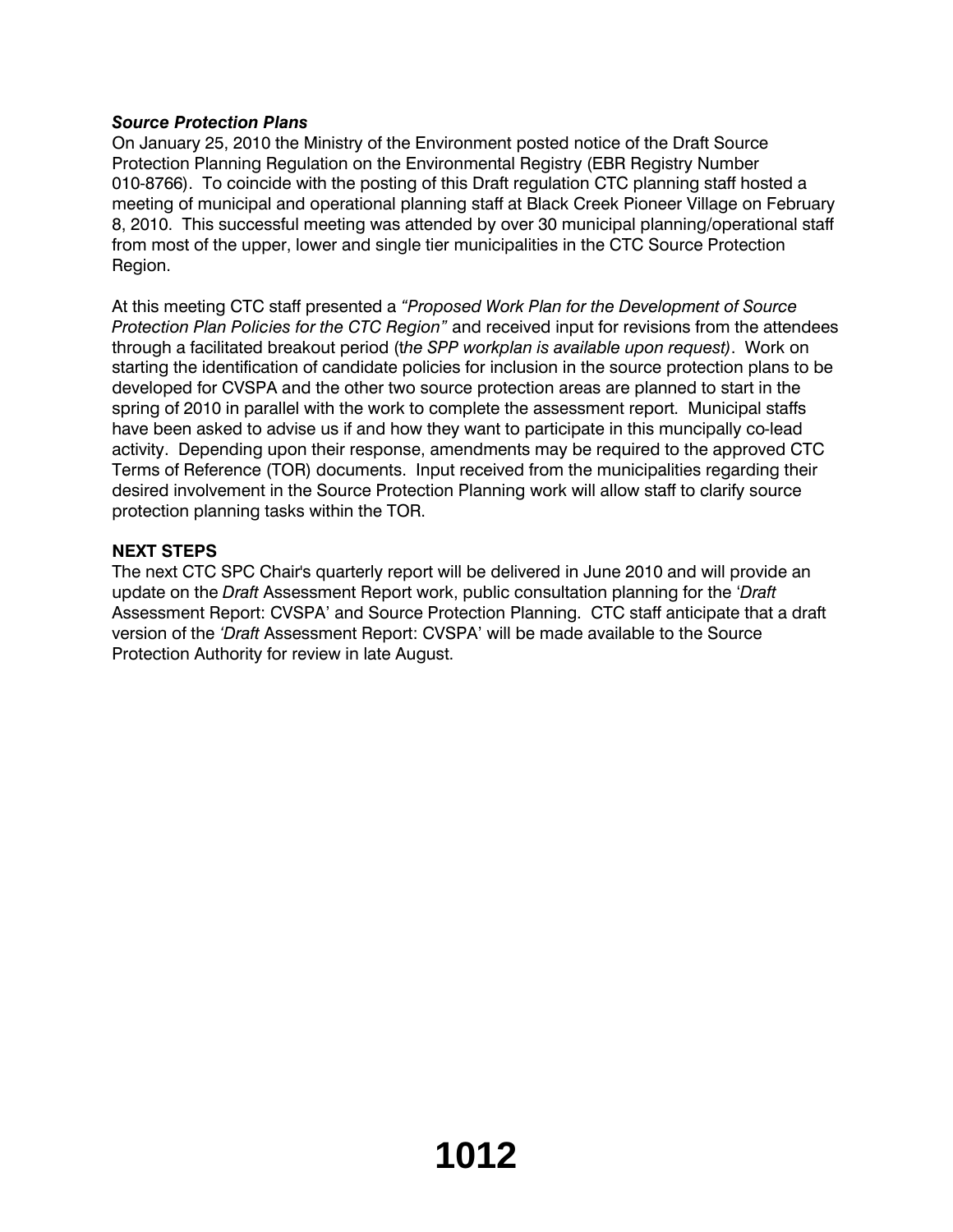***Source Protection Plans***

On January 25, 2010 the Ministry of the Environment posted notice of the Draft Source Protection Planning Regulation on the Environmental Registry (EBR Registry Number 010-8766). To coincide with the posting of this Draft regulation CTC planning staff hosted a meeting of municipal and operational planning staff at Black Creek Pioneer Village on February 8, 2010. This successful meeting was attended by over 30 municipal planning/operational staff from most of the upper, lower and single tier municipalities in the CTC Source Protection Region.

At this meeting CTC staff presented a *"Proposed Work Plan for the Development of Source Protection Plan Policies for the CTC Region"* and received input for revisions from the attendees through a facilitated breakout period (t*he SPP workplan is available upon request)*. Work on starting the identification of candidate policies for inclusion in the source protection plans to be developed for CVSPA and the other two source protection areas are planned to start in the spring of 2010 in parallel with the work to complete the assessment report. Municipal staffs have been asked to advise us if and how they want to participate in this muncipally co-lead activity. Depending upon their response, amendments may be required to the approved CTC Terms of Reference (TOR) documents. Input received from the municipalities regarding their desired involvement in the Source Protection Planning work will allow staff to clarify source protection planning tasks within the TOR.

**NEXT STEPS**

The next CTC SPC Chair's quarterly report will be delivered in June 2010 and will provide an update on the *Draft* Assessment Report work, public consultation planning for the '*Draft* Assessment Report: CVSPA' and Source Protection Planning. CTC staff anticipate that a draft version of the *'Draft* Assessment Report: CVSPA' will be made available to the Source Protection Authority for review in late August.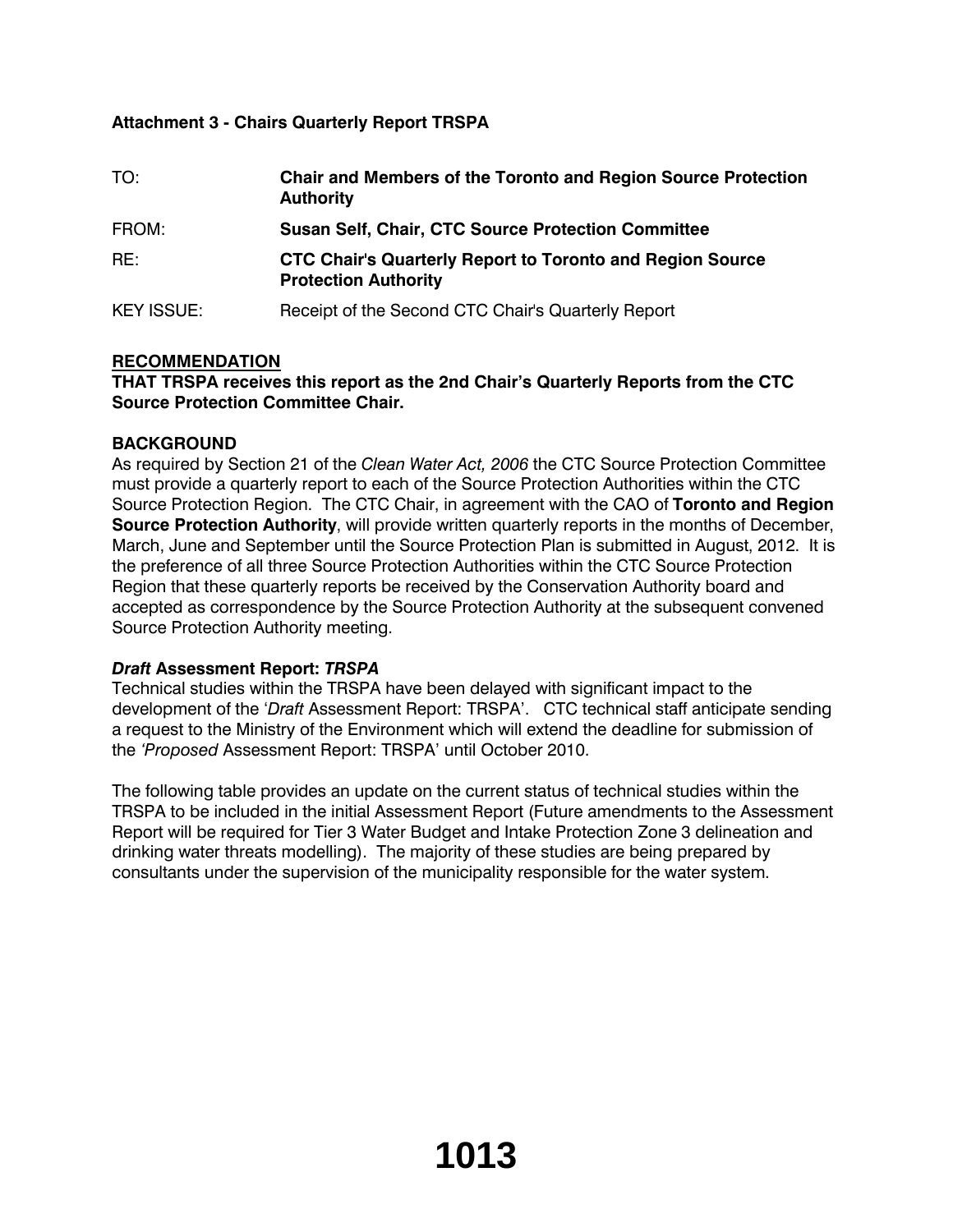**Attachment 3 - Chairs Quarterly Report TRSPA**

| | |
|---|---|
| TO: | **Chair and Members of the Toronto and Region Source Protection Authority** |
| FROM: | **Susan Self, Chair, CTC Source Protection Committee** |
| RE: | **CTC Chair's Quarterly Report to Toronto and Region Source Protection Authority** |
| KEY ISSUE: | Receipt of the Second CTC Chair's Quarterly Report |

**RECOMMENDATION**

**THAT TRSPA receives this report as the 2nd Chair's Quarterly Reports from the CTC Source Protection Committee Chair.**

**BACKGROUND**

As required by Section 21 of the *Clean Water Act, 2006* the CTC Source Protection Committee must provide a quarterly report to each of the Source Protection Authorities within the CTC Source Protection Region. The CTC Chair, in agreement with the CAO of **Toronto and Region Source Protection Authority**, will provide written quarterly reports in the months of December, March, June and September until the Source Protection Plan is submitted in August, 2012. It is the preference of all three Source Protection Authorities within the CTC Source Protection Region that these quarterly reports be received by the Conservation Authority board and accepted as correspondence by the Source Protection Authority at the subsequent convened Source Protection Authority meeting.

***Draft* Assessment Report: *TRSPA***

Technical studies within the TRSPA have been delayed with significant impact to the development of the '*Draft* Assessment Report: TRSPA'. CTC technical staff anticipate sending a request to the Ministry of the Environment which will extend the deadline for submission of the *'Proposed* Assessment Report: TRSPA' until October 2010.

The following table provides an update on the current status of technical studies within the TRSPA to be included in the initial Assessment Report (Future amendments to the Assessment Report will be required for Tier 3 Water Budget and Intake Protection Zone 3 delineation and drinking water threats modelling). The majority of these studies are being prepared by consultants under the supervision of the municipality responsible for the water system.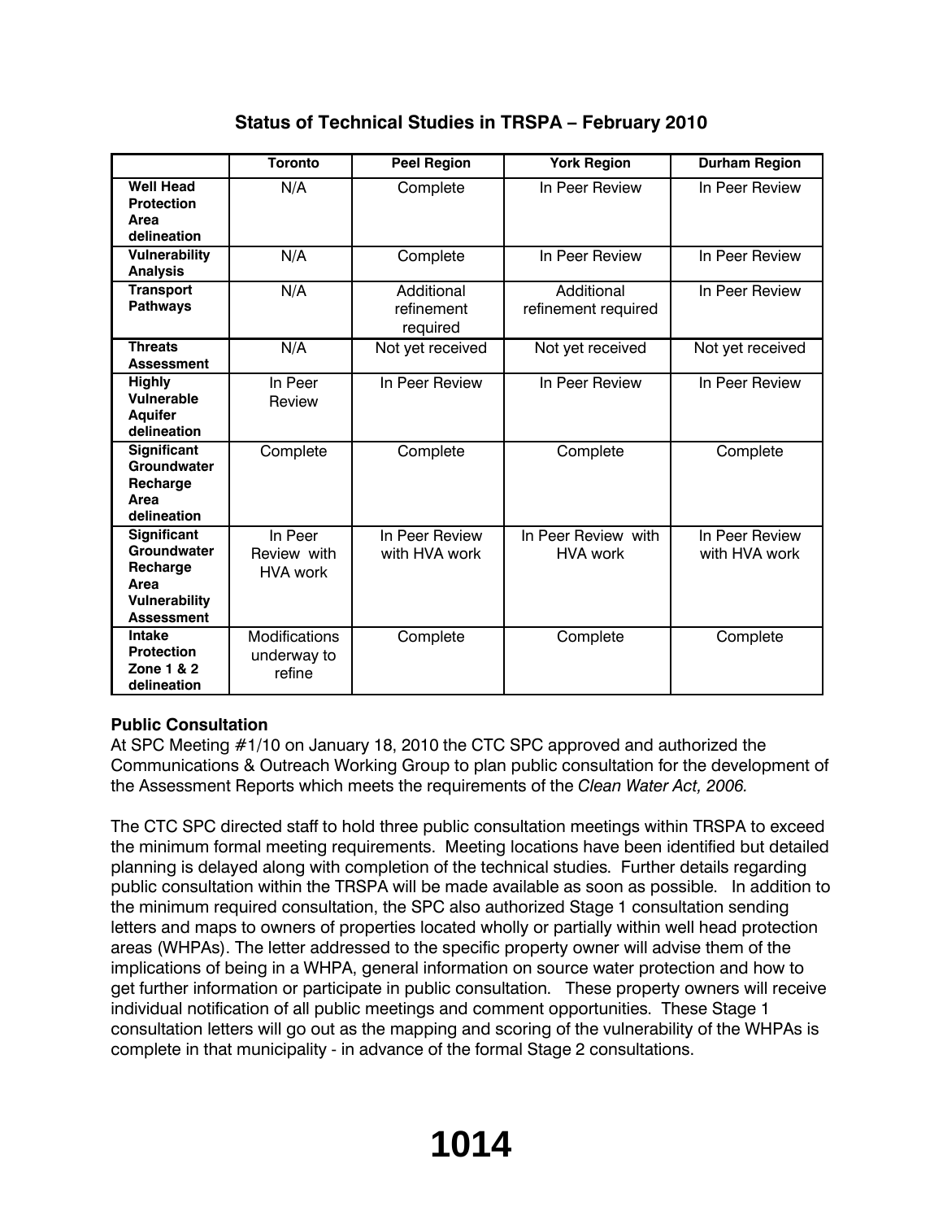## Status of Technical Studies in TRSPA – February 2010

| | Toronto | Peel Region | York Region | Durham Region |
|---|---|---|---|---|
| **Well Head Protection Area delineation** | N/A | Complete | In Peer Review | In Peer Review |
| **Vulnerability Analysis** | N/A | Complete | In Peer Review | In Peer Review |
| **Transport Pathways** | N/A | Additional refinement required | Additional refinement required | In Peer Review |
| **Threats Assessment** | N/A | Not yet received | Not yet received | Not yet received |
| **Highly Vulnerable Aquifer delineation** | In Peer Review | In Peer Review | In Peer Review | In Peer Review |
| **Significant Groundwater Recharge Area delineation** | Complete | Complete | Complete | Complete |
| **Significant Groundwater Recharge Area Vulnerability Assessment** | In Peer Review with HVA work | In Peer Review with HVA work | In Peer Review with HVA work | In Peer Review with HVA work |
| **Intake Protection Zone 1 & 2 delineation** | Modifications underway to refine | Complete | Complete | Complete |

**Public Consultation**
At SPC Meeting #1/10 on January 18, 2010 the CTC SPC approved and authorized the Communications & Outreach Working Group to plan public consultation for the development of the Assessment Reports which meets the requirements of the *Clean Water Act, 2006.*

The CTC SPC directed staff to hold three public consultation meetings within TRSPA to exceed the minimum formal meeting requirements. Meeting locations have been identified but detailed planning is delayed along with completion of the technical studies. Further details regarding public consultation within the TRSPA will be made available as soon as possible. In addition to the minimum required consultation, the SPC also authorized Stage 1 consultation sending letters and maps to owners of properties located wholly or partially within well head protection areas (WHPAs). The letter addressed to the specific property owner will advise them of the implications of being in a WHPA, general information on source water protection and how to get further information or participate in public consultation. These property owners will receive individual notification of all public meetings and comment opportunities. These Stage 1 consultation letters will go out as the mapping and scoring of the vulnerability of the WHPAs is complete in that municipality - in advance of the formal Stage 2 consultations.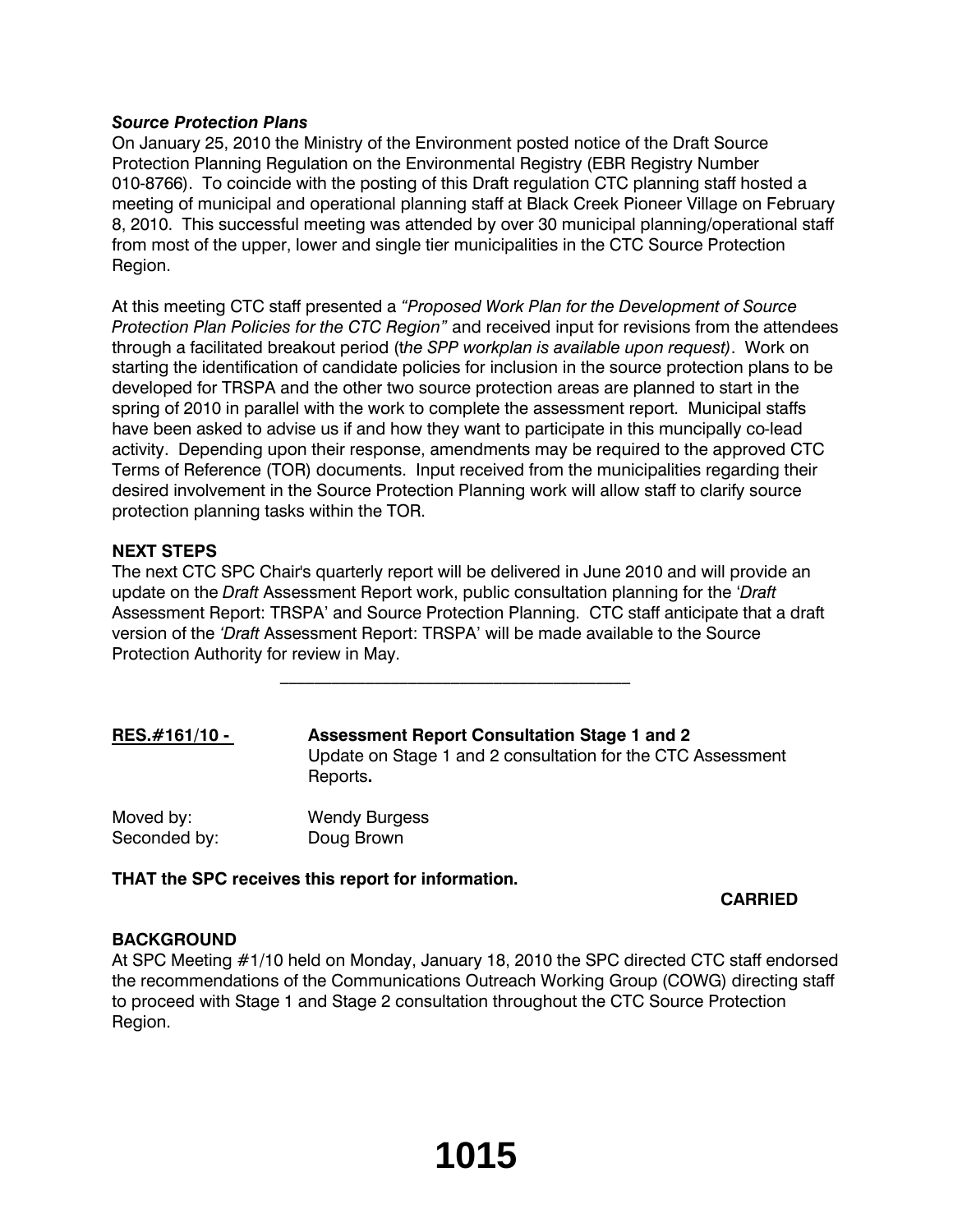***Source Protection Plans***

On January 25, 2010 the Ministry of the Environment posted notice of the Draft Source Protection Planning Regulation on the Environmental Registry (EBR Registry Number 010-8766). To coincide with the posting of this Draft regulation CTC planning staff hosted a meeting of municipal and operational planning staff at Black Creek Pioneer Village on February 8, 2010. This successful meeting was attended by over 30 municipal planning/operational staff from most of the upper, lower and single tier municipalities in the CTC Source Protection Region.

At this meeting CTC staff presented a *"Proposed Work Plan for the Development of Source Protection Plan Policies for the CTC Region"* and received input for revisions from the attendees through a facilitated breakout period (t*he SPP workplan is available upon request)*. Work on starting the identification of candidate policies for inclusion in the source protection plans to be developed for TRSPA and the other two source protection areas are planned to start in the spring of 2010 in parallel with the work to complete the assessment report. Municipal staffs have been asked to advise us if and how they want to participate in this muncipally co-lead activity. Depending upon their response, amendments may be required to the approved CTC Terms of Reference (TOR) documents. Input received from the municipalities regarding their desired involvement in the Source Protection Planning work will allow staff to clarify source protection planning tasks within the TOR.

**NEXT STEPS**

The next CTC SPC Chair's quarterly report will be delivered in June 2010 and will provide an update on the *Draft* Assessment Report work, public consultation planning for the '*Draft* Assessment Report: TRSPA' and Source Protection Planning. CTC staff anticipate that a draft version of the *'Draft* Assessment Report: TRSPA' will be made available to the Source Protection Authority for review in May.

---

**RES.#161/10 -** **Assessment Report Consultation Stage 1 and 2**
Update on Stage 1 and 2 consultation for the CTC Assessment Reports**.**

Moved by: Wendy Burgess
Seconded by: Doug Brown

**THAT the SPC receives this report for information.**

**CARRIED**

**BACKGROUND**

At SPC Meeting #1/10 held on Monday, January 18, 2010 the SPC directed CTC staff endorsed the recommendations of the Communications Outreach Working Group (COWG) directing staff to proceed with Stage 1 and Stage 2 consultation throughout the CTC Source Protection Region.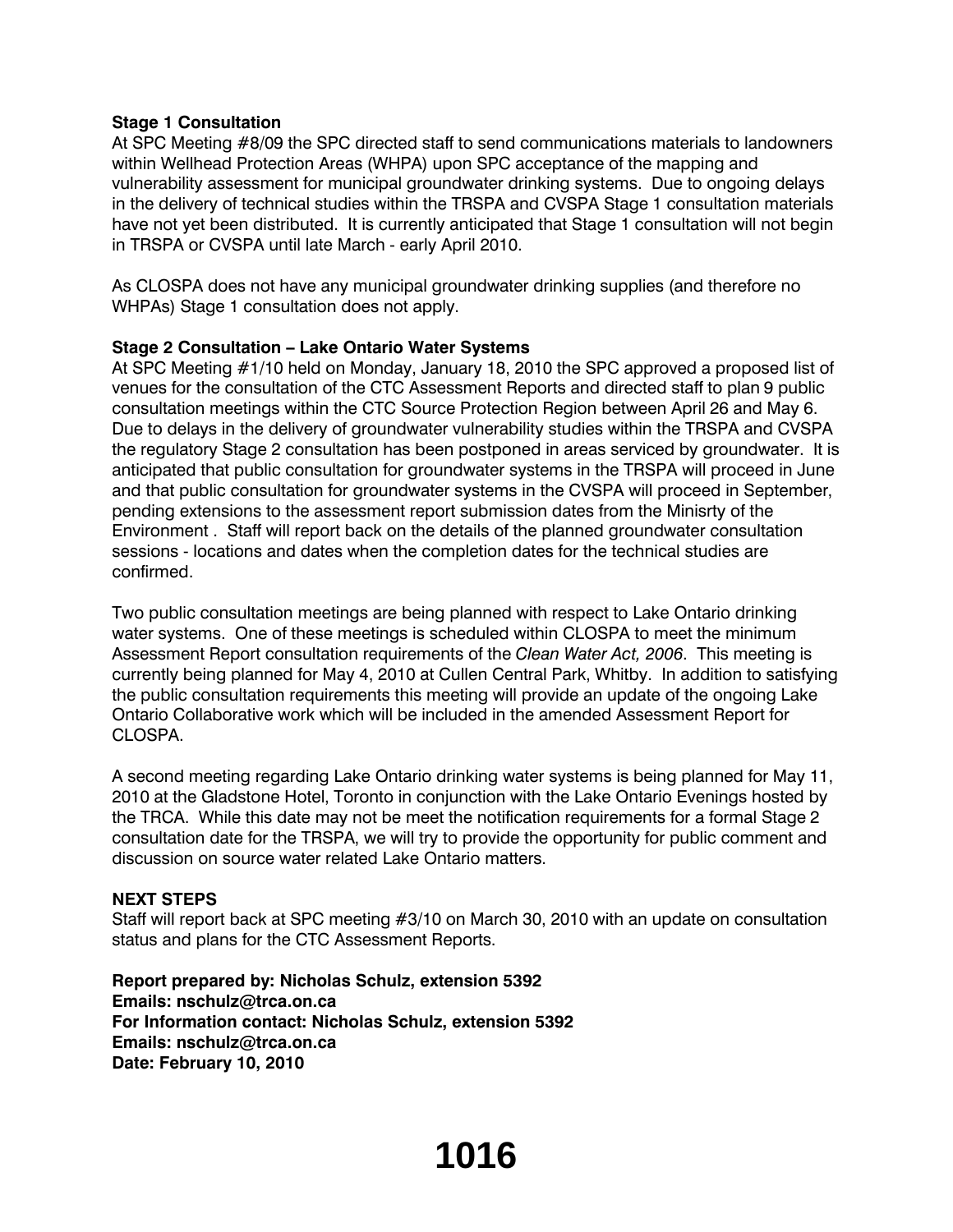**Stage 1 Consultation**
At SPC Meeting #8/09 the SPC directed staff to send communications materials to landowners within Wellhead Protection Areas (WHPA) upon SPC acceptance of the mapping and vulnerability assessment for municipal groundwater drinking systems. Due to ongoing delays in the delivery of technical studies within the TRSPA and CVSPA Stage 1 consultation materials have not yet been distributed. It is currently anticipated that Stage 1 consultation will not begin in TRSPA or CVSPA until late March - early April 2010.

As CLOSPA does not have any municipal groundwater drinking supplies (and therefore no WHPAs) Stage 1 consultation does not apply.

**Stage 2 Consultation – Lake Ontario Water Systems**
At SPC Meeting #1/10 held on Monday, January 18, 2010 the SPC approved a proposed list of venues for the consultation of the CTC Assessment Reports and directed staff to plan 9 public consultation meetings within the CTC Source Protection Region between April 26 and May 6. Due to delays in the delivery of groundwater vulnerability studies within the TRSPA and CVSPA the regulatory Stage 2 consultation has been postponed in areas serviced by groundwater. It is anticipated that public consultation for groundwater systems in the TRSPA will proceed in June and that public consultation for groundwater systems in the CVSPA will proceed in September, pending extensions to the assessment report submission dates from the Minisrty of the Environment . Staff will report back on the details of the planned groundwater consultation sessions - locations and dates when the completion dates for the technical studies are confirmed.

Two public consultation meetings are being planned with respect to Lake Ontario drinking water systems. One of these meetings is scheduled within CLOSPA to meet the minimum Assessment Report consultation requirements of the *Clean Water Act, 2006*. This meeting is currently being planned for May 4, 2010 at Cullen Central Park, Whitby. In addition to satisfying the public consultation requirements this meeting will provide an update of the ongoing Lake Ontario Collaborative work which will be included in the amended Assessment Report for CLOSPA.

A second meeting regarding Lake Ontario drinking water systems is being planned for May 11, 2010 at the Gladstone Hotel, Toronto in conjunction with the Lake Ontario Evenings hosted by the TRCA. While this date may not be meet the notification requirements for a formal Stage 2 consultation date for the TRSPA, we will try to provide the opportunity for public comment and discussion on source water related Lake Ontario matters.

**NEXT STEPS**
Staff will report back at SPC meeting #3/10 on March 30, 2010 with an update on consultation status and plans for the CTC Assessment Reports.

**Report prepared by: Nicholas Schulz, extension 5392**
**Emails: nschulz@trca.on.ca**
**For Information contact: Nicholas Schulz, extension 5392**
**Emails: nschulz@trca.on.ca**
**Date: February 10, 2010**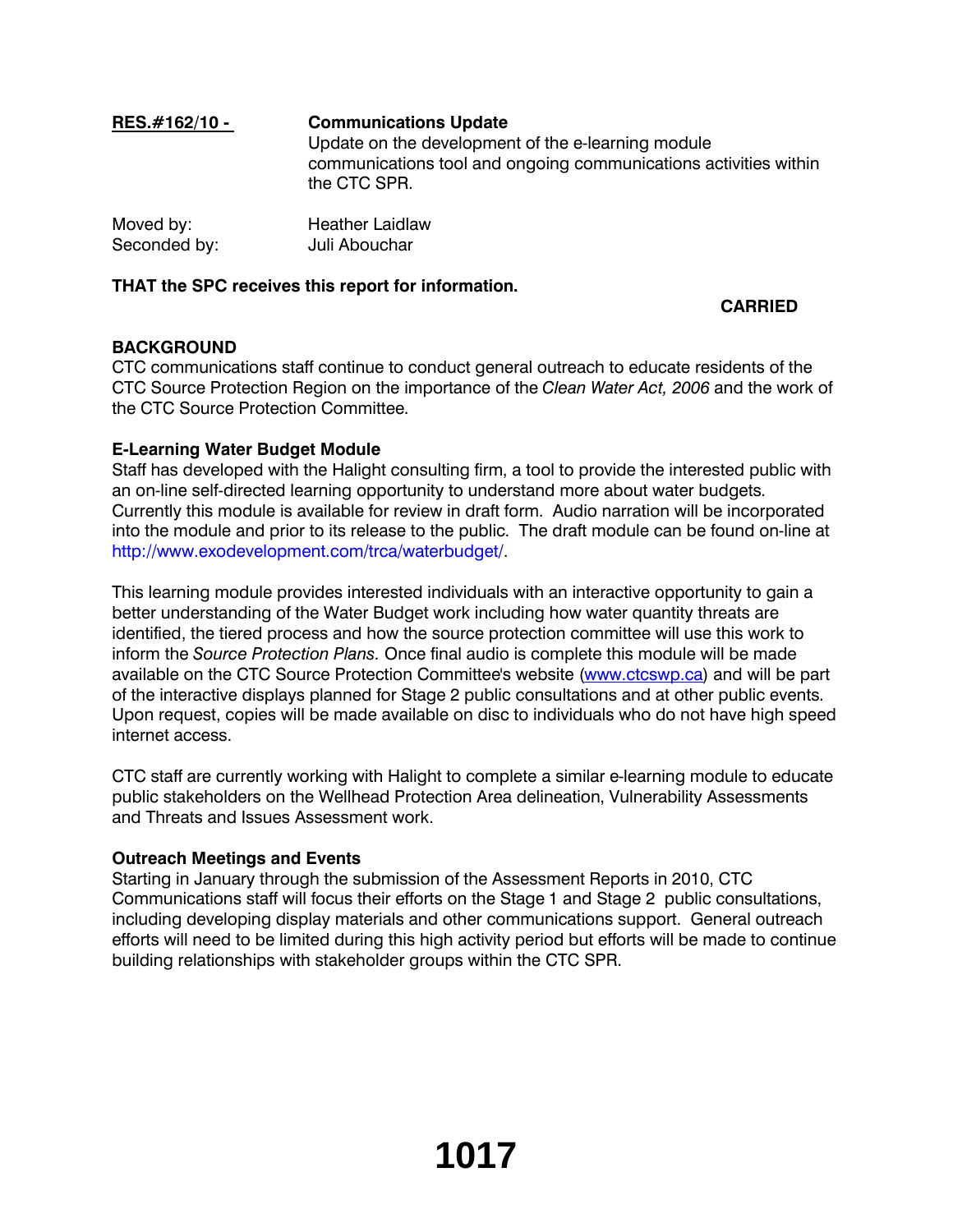**RES.#162/10 -** **Communications Update**
Update on the development of the e-learning module communications tool and ongoing communications activities within the CTC SPR.

Moved by: Heather Laidlaw
Seconded by: Juli Abouchar

**THAT the SPC receives this report for information.**

**CARRIED**

**BACKGROUND**
CTC communications staff continue to conduct general outreach to educate residents of the CTC Source Protection Region on the importance of the *Clean Water Act, 2006* and the work of the CTC Source Protection Committee.

**E-Learning Water Budget Module**
Staff has developed with the Halight consulting firm, a tool to provide the interested public with an on-line self-directed learning opportunity to understand more about water budgets. Currently this module is available for review in draft form. Audio narration will be incorporated into the module and prior to its release to the public. The draft module can be found on-line at http://www.exodevelopment.com/trca/waterbudget/.

This learning module provides interested individuals with an interactive opportunity to gain a better understanding of the Water Budget work including how water quantity threats are identified, the tiered process and how the source protection committee will use this work to inform the *Source Protection Plans*. Once final audio is complete this module will be made available on the CTC Source Protection Committee's website (www.ctcswp.ca) and will be part of the interactive displays planned for Stage 2 public consultations and at other public events. Upon request, copies will be made available on disc to individuals who do not have high speed internet access.

CTC staff are currently working with Halight to complete a similar e-learning module to educate public stakeholders on the Wellhead Protection Area delineation, Vulnerability Assessments and Threats and Issues Assessment work.

**Outreach Meetings and Events**
Starting in January through the submission of the Assessment Reports in 2010, CTC Communications staff will focus their efforts on the Stage 1 and Stage 2 public consultations, including developing display materials and other communications support. General outreach efforts will need to be limited during this high activity period but efforts will be made to continue building relationships with stakeholder groups within the CTC SPR.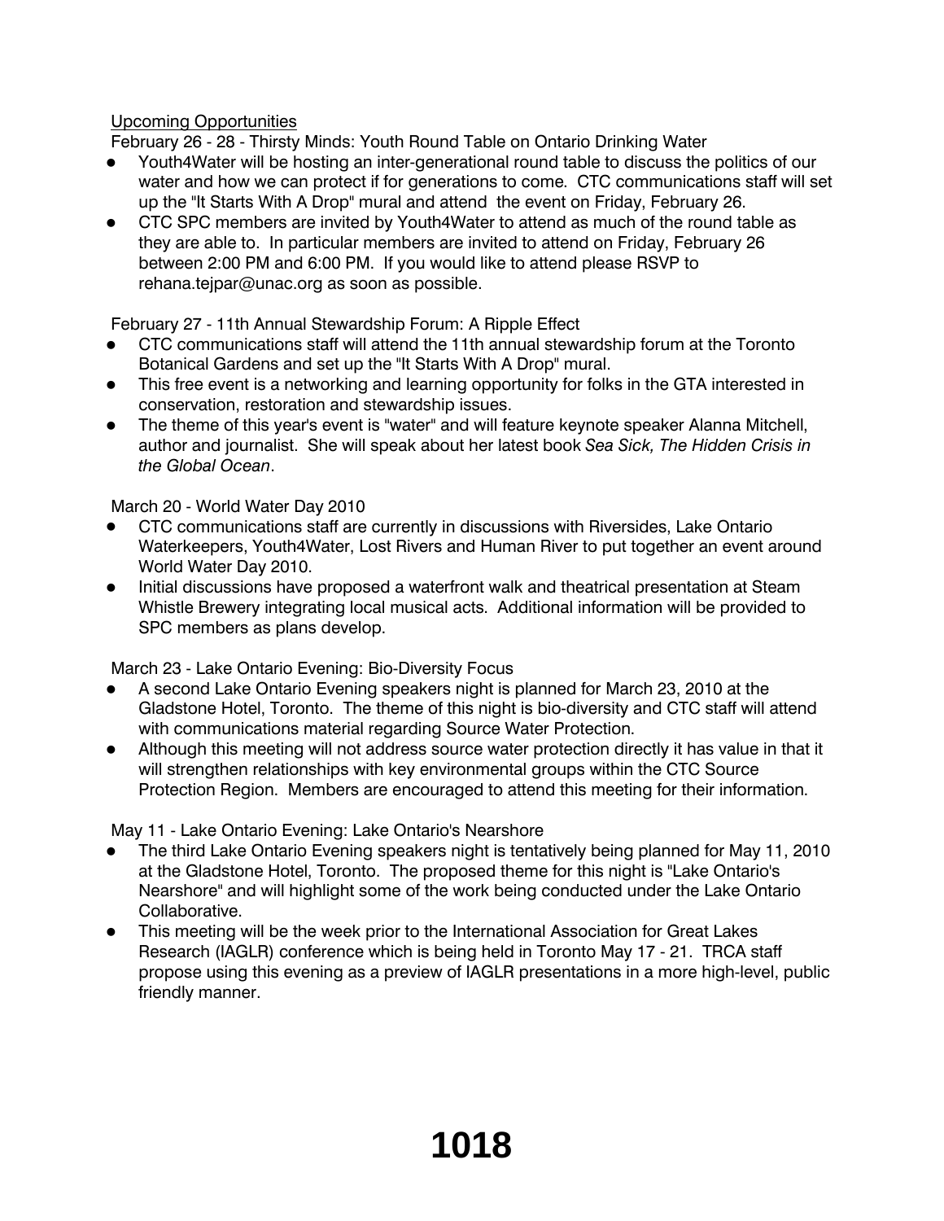Upcoming Opportunities

February 26 - 28 - Thirsty Minds: Youth Round Table on Ontario Drinking Water

- Youth4Water will be hosting an inter-generational round table to discuss the politics of our water and how we can protect if for generations to come. CTC communications staff will set up the "It Starts With A Drop" mural and attend the event on Friday, February 26.
- CTC SPC members are invited by Youth4Water to attend as much of the round table as they are able to. In particular members are invited to attend on Friday, February 26 between 2:00 PM and 6:00 PM. If you would like to attend please RSVP to rehana.tejpar@unac.org as soon as possible.

February 27 - 11th Annual Stewardship Forum: A Ripple Effect

- CTC communications staff will attend the 11th annual stewardship forum at the Toronto Botanical Gardens and set up the "It Starts With A Drop" mural.
- This free event is a networking and learning opportunity for folks in the GTA interested in conservation, restoration and stewardship issues.
- The theme of this year's event is "water" and will feature keynote speaker Alanna Mitchell, author and journalist. She will speak about her latest book *Sea Sick, The Hidden Crisis in the Global Ocean*.

March 20 - World Water Day 2010

- CTC communications staff are currently in discussions with Riversides, Lake Ontario Waterkeepers, Youth4Water, Lost Rivers and Human River to put together an event around World Water Day 2010.
- Initial discussions have proposed a waterfront walk and theatrical presentation at Steam Whistle Brewery integrating local musical acts. Additional information will be provided to SPC members as plans develop.

March 23 - Lake Ontario Evening: Bio-Diversity Focus

- A second Lake Ontario Evening speakers night is planned for March 23, 2010 at the Gladstone Hotel, Toronto. The theme of this night is bio-diversity and CTC staff will attend with communications material regarding Source Water Protection.
- Although this meeting will not address source water protection directly it has value in that it will strengthen relationships with key environmental groups within the CTC Source Protection Region. Members are encouraged to attend this meeting for their information.

May 11 - Lake Ontario Evening: Lake Ontario's Nearshore

- The third Lake Ontario Evening speakers night is tentatively being planned for May 11, 2010 at the Gladstone Hotel, Toronto. The proposed theme for this night is "Lake Ontario's Nearshore" and will highlight some of the work being conducted under the Lake Ontario Collaborative.
- This meeting will be the week prior to the International Association for Great Lakes Research (IAGLR) conference which is being held in Toronto May 17 - 21. TRCA staff propose using this evening as a preview of IAGLR presentations in a more high-level, public friendly manner.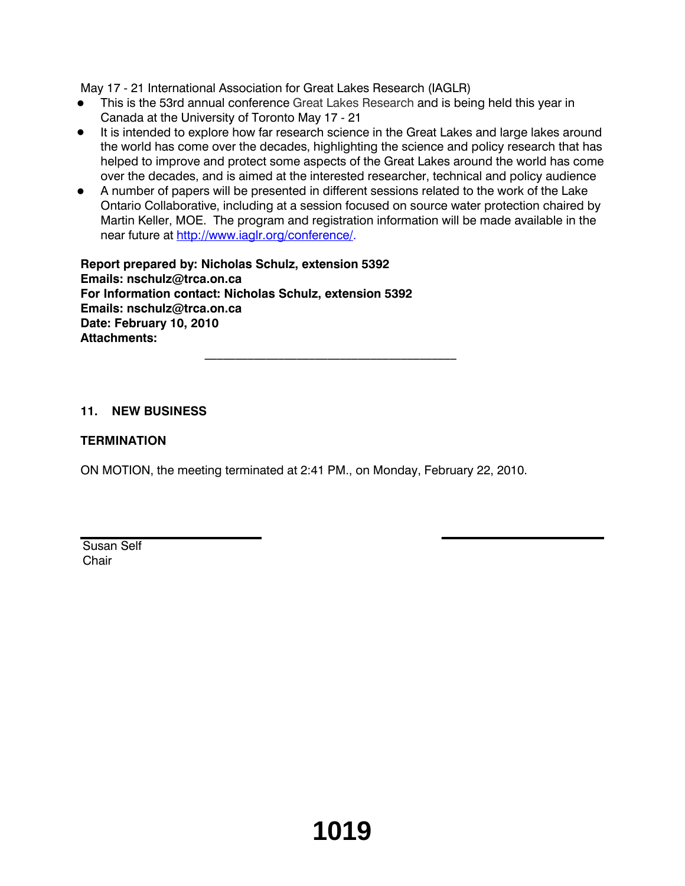May 17 - 21 International Association for Great Lakes Research (IAGLR)

- This is the 53rd annual conference Great Lakes Research and is being held this year in Canada at the University of Toronto May 17 - 21
- It is intended to explore how far research science in the Great Lakes and large lakes around the world has come over the decades, highlighting the science and policy research that has helped to improve and protect some aspects of the Great Lakes around the world has come over the decades, and is aimed at the interested researcher, technical and policy audience
- A number of papers will be presented in different sessions related to the work of the Lake Ontario Collaborative, including at a session focused on source water protection chaired by Martin Keller, MOE. The program and registration information will be made available in the near future at http://www.iaglr.org/conference/.

**Report prepared by: Nicholas Schulz, extension 5392**
**Emails: nschulz@trca.on.ca**
**For Information contact: Nicholas Schulz, extension 5392**
**Emails: nschulz@trca.on.ca**
**Date: February 10, 2010**
**Attachments:**

---

**11. NEW BUSINESS**

**TERMINATION**

ON MOTION, the meeting terminated at 2:41 PM., on Monday, February 22, 2010.

Susan Self
Chair